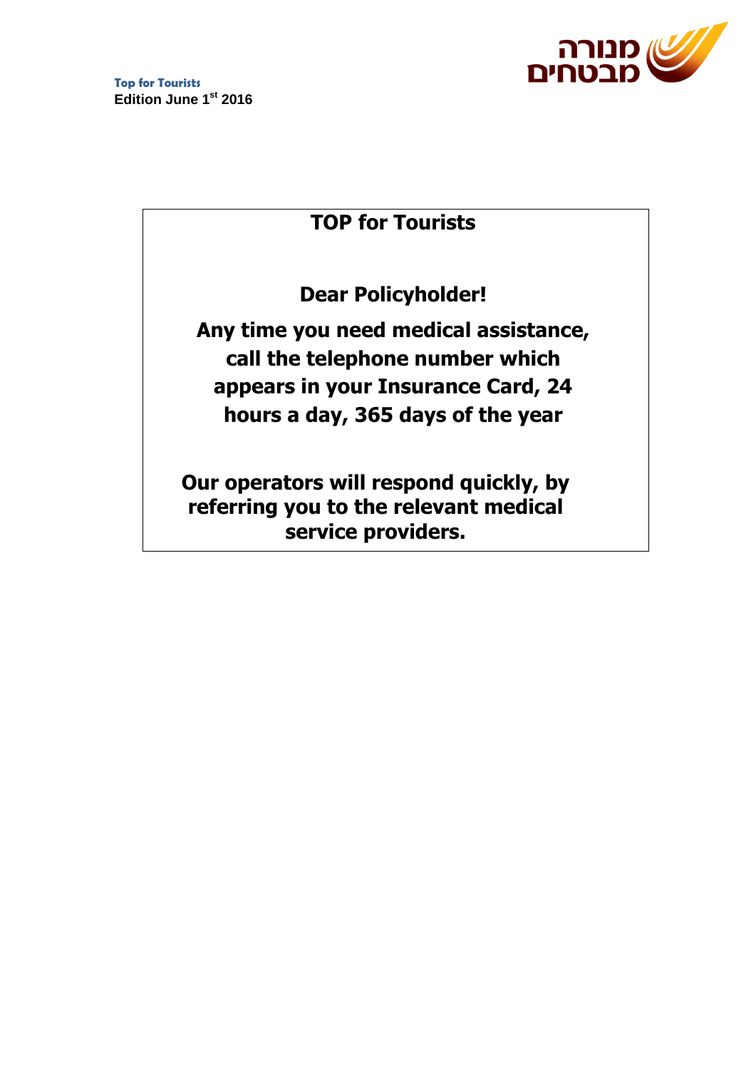Top for Tourists
**Edition June 1st 2016**

מנורה מבטחים

# TOP for Tourists

**Dear Policyholder!**

**Any time you need medical assistance, call the telephone number which appears in your Insurance Card, 24 hours a day, 365 days of the year**

**Our operators will respond quickly, by referring you to the relevant medical service providers.**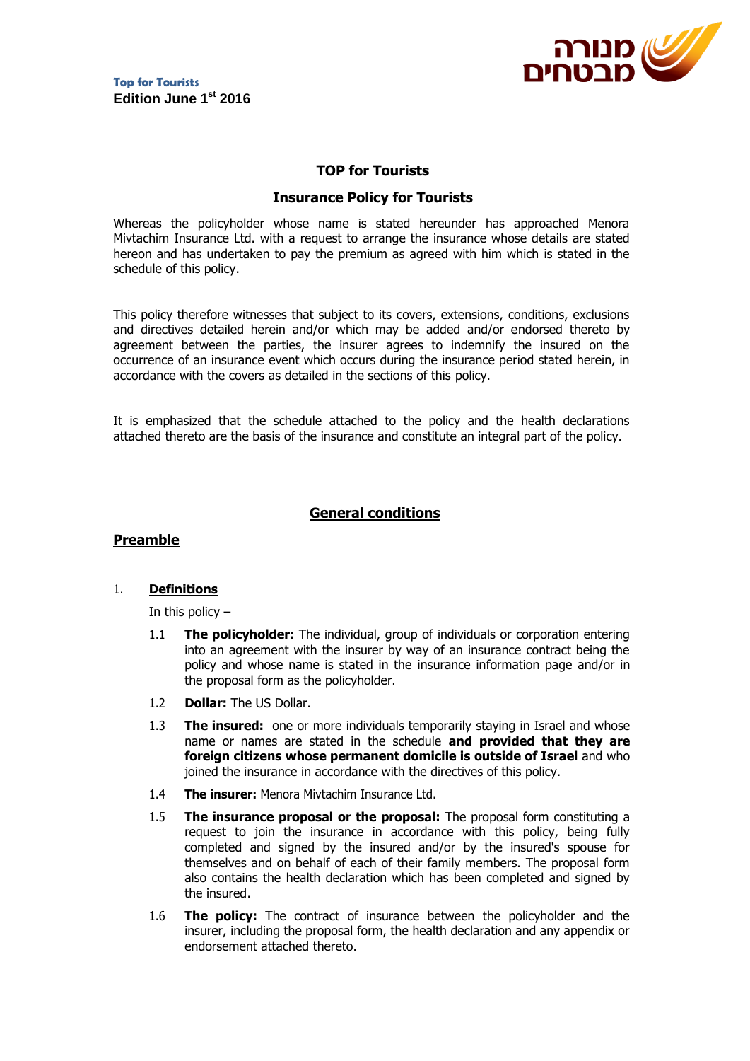**Top for Tourists**
**Edition June 1st 2016**

# TOP for Tourists

## Insurance Policy for Tourists

Whereas the policyholder whose name is stated hereunder has approached Menora Mivtachim Insurance Ltd. with a request to arrange the insurance whose details are stated hereon and has undertaken to pay the premium as agreed with him which is stated in the schedule of this policy.

This policy therefore witnesses that subject to its covers, extensions, conditions, exclusions and directives detailed herein and/or which may be added and/or endorsed thereto by agreement between the parties, the insurer agrees to indemnify the insured on the occurrence of an insurance event which occurs during the insurance period stated herein, in accordance with the covers as detailed in the sections of this policy.

It is emphasized that the schedule attached to the policy and the health declarations attached thereto are the basis of the insurance and constitute an integral part of the policy.

## General conditions

### Preamble

1. **Definitions**

   In this policy –

   1.1 **The policyholder:** The individual, group of individuals or corporation entering into an agreement with the insurer by way of an insurance contract being the policy and whose name is stated in the insurance information page and/or in the proposal form as the policyholder.

   1.2 **Dollar:** The US Dollar.

   1.3 **The insured:** one or more individuals temporarily staying in Israel and whose name or names are stated in the schedule **and provided that they are foreign citizens whose permanent domicile is outside of Israel** and who joined the insurance in accordance with the directives of this policy.

   1.4 **The insurer:** Menora Mivtachim Insurance Ltd.

   1.5 **The insurance proposal or the proposal:** The proposal form constituting a request to join the insurance in accordance with this policy, being fully completed and signed by the insured and/or by the insured's spouse for themselves and on behalf of each of their family members. The proposal form also contains the health declaration which has been completed and signed by the insured.

   1.6 **The policy:** The contract of insurance between the policyholder and the insurer, including the proposal form, the health declaration and any appendix or endorsement attached thereto.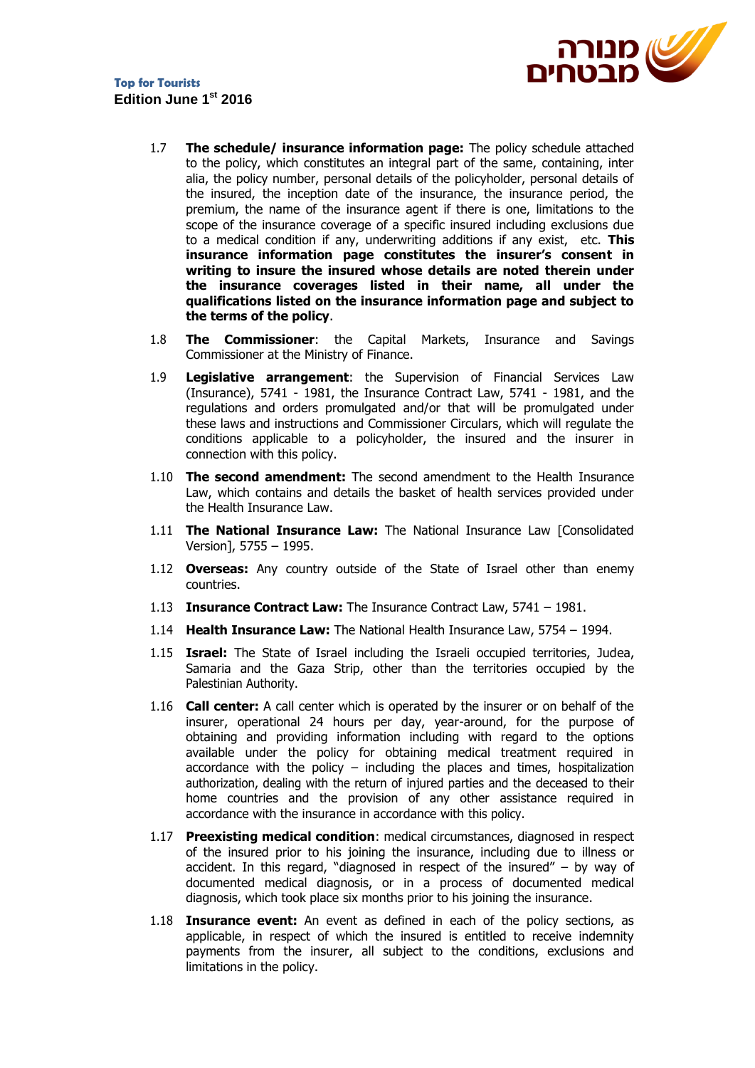1.7 **The schedule/ insurance information page:** The policy schedule attached to the policy, which constitutes an integral part of the same, containing, inter alia, the policy number, personal details of the policyholder, personal details of the insured, the inception date of the insurance, the insurance period, the premium, the name of the insurance agent if there is one, limitations to the scope of the insurance coverage of a specific insured including exclusions due to a medical condition if any, underwriting additions if any exist, etc. **This insurance information page constitutes the insurer's consent in writing to insure the insured whose details are noted therein under the insurance coverages listed in their name, all under the qualifications listed on the insurance information page and subject to the terms of the policy**.

1.8 **The Commissioner**: the Capital Markets, Insurance and Savings Commissioner at the Ministry of Finance.

1.9 **Legislative arrangement**: the Supervision of Financial Services Law (Insurance), 5741 - 1981, the Insurance Contract Law, 5741 - 1981, and the regulations and orders promulgated and/or that will be promulgated under these laws and instructions and Commissioner Circulars, which will regulate the conditions applicable to a policyholder, the insured and the insurer in connection with this policy.

1.10 **The second amendment:** The second amendment to the Health Insurance Law, which contains and details the basket of health services provided under the Health Insurance Law.

1.11 **The National Insurance Law:** The National Insurance Law [Consolidated Version], 5755 – 1995.

1.12 **Overseas:** Any country outside of the State of Israel other than enemy countries.

1.13 **Insurance Contract Law:** The Insurance Contract Law, 5741 – 1981.

1.14 **Health Insurance Law:** The National Health Insurance Law, 5754 – 1994.

1.15 **Israel:** The State of Israel including the Israeli occupied territories, Judea, Samaria and the Gaza Strip, other than the territories occupied by the Palestinian Authority.

1.16 **Call center:** A call center which is operated by the insurer or on behalf of the insurer, operational 24 hours per day, year-around, for the purpose of obtaining and providing information including with regard to the options available under the policy for obtaining medical treatment required in accordance with the policy – including the places and times, hospitalization authorization, dealing with the return of injured parties and the deceased to their home countries and the provision of any other assistance required in accordance with the insurance in accordance with this policy.

1.17 **Preexisting medical condition**: medical circumstances, diagnosed in respect of the insured prior to his joining the insurance, including due to illness or accident. In this regard, "diagnosed in respect of the insured" – by way of documented medical diagnosis, or in a process of documented medical diagnosis, which took place six months prior to his joining the insurance.

1.18 **Insurance event:** An event as defined in each of the policy sections, as applicable, in respect of which the insured is entitled to receive indemnity payments from the insurer, all subject to the conditions, exclusions and limitations in the policy.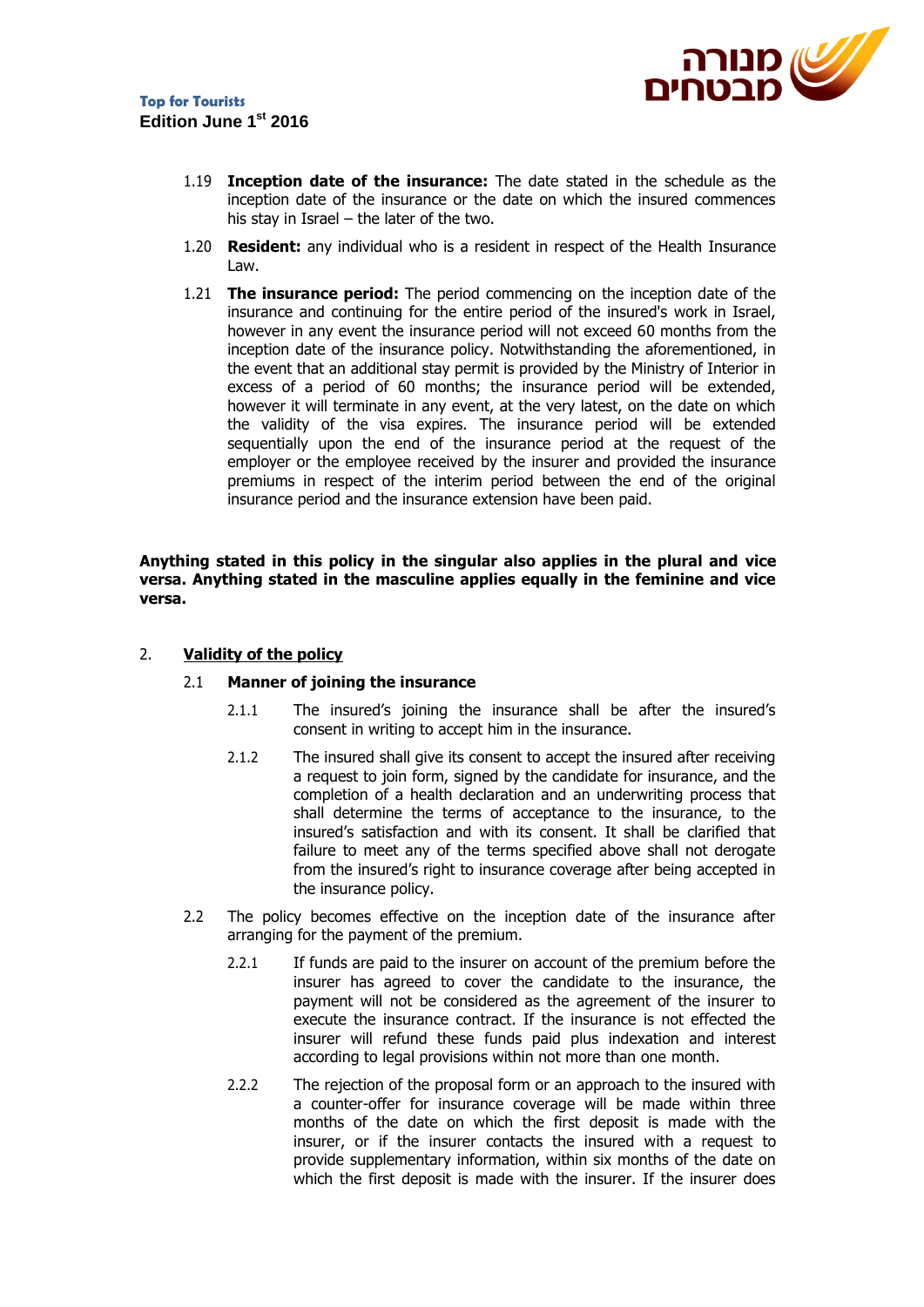1.19 **Inception date of the insurance:** The date stated in the schedule as the inception date of the insurance or the date on which the insured commences his stay in Israel – the later of the two.

1.20 **Resident:** any individual who is a resident in respect of the Health Insurance Law.

1.21 **The insurance period:** The period commencing on the inception date of the insurance and continuing for the entire period of the insured's work in Israel, however in any event the insurance period will not exceed 60 months from the inception date of the insurance policy. Notwithstanding the aforementioned, in the event that an additional stay permit is provided by the Ministry of Interior in excess of a period of 60 months; the insurance period will be extended, however it will terminate in any event, at the very latest, on the date on which the validity of the visa expires. The insurance period will be extended sequentially upon the end of the insurance period at the request of the employer or the employee received by the insurer and provided the insurance premiums in respect of the interim period between the end of the original insurance period and the insurance extension have been paid.

**Anything stated in this policy in the singular also applies in the plural and vice versa. Anything stated in the masculine applies equally in the feminine and vice versa.**

## 2. Validity of the policy

### 2.1 Manner of joining the insurance

2.1.1 The insured's joining the insurance shall be after the insured's consent in writing to accept him in the insurance.

2.1.2 The insured shall give its consent to accept the insured after receiving a request to join form, signed by the candidate for insurance, and the completion of a health declaration and an underwriting process that shall determine the terms of acceptance to the insurance, to the insured's satisfaction and with its consent. It shall be clarified that failure to meet any of the terms specified above shall not derogate from the insured's right to insurance coverage after being accepted in the insurance policy.

2.2 The policy becomes effective on the inception date of the insurance after arranging for the payment of the premium.

2.2.1 If funds are paid to the insurer on account of the premium before the insurer has agreed to cover the candidate to the insurance, the payment will not be considered as the agreement of the insurer to execute the insurance contract. If the insurance is not effected the insurer will refund these funds paid plus indexation and interest according to legal provisions within not more than one month.

2.2.2 The rejection of the proposal form or an approach to the insured with a counter-offer for insurance coverage will be made within three months of the date on which the first deposit is made with the insurer, or if the insurer contacts the insured with a request to provide supplementary information, within six months of the date on which the first deposit is made with the insurer. If the insurer does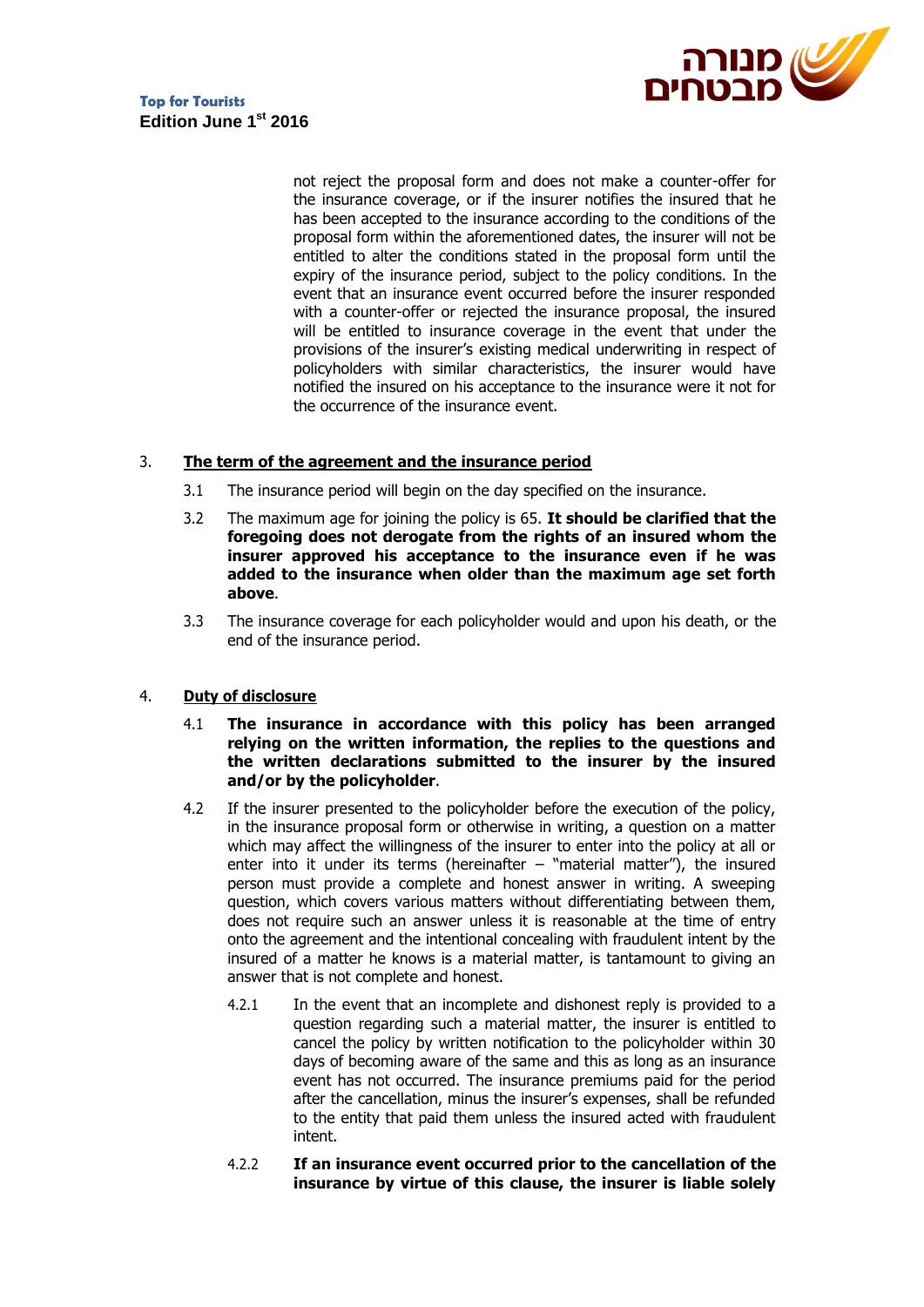not reject the proposal form and does not make a counter-offer for the insurance coverage, or if the insurer notifies the insured that he has been accepted to the insurance according to the conditions of the proposal form within the aforementioned dates, the insurer will not be entitled to alter the conditions stated in the proposal form until the expiry of the insurance period, subject to the policy conditions. In the event that an insurance event occurred before the insurer responded with a counter-offer or rejected the insurance proposal, the insured will be entitled to insurance coverage in the event that under the provisions of the insurer's existing medical underwriting in respect of policyholders with similar characteristics, the insurer would have notified the insured on his acceptance to the insurance were it not for the occurrence of the insurance event.

3. **The term of the agreement and the insurance period**

3.1 The insurance period will begin on the day specified on the insurance.

3.2 The maximum age for joining the policy is 65. **It should be clarified that the foregoing does not derogate from the rights of an insured whom the insurer approved his acceptance to the insurance even if he was added to the insurance when older than the maximum age set forth above**.

3.3 The insurance coverage for each policyholder would and upon his death, or the end of the insurance period.

4. **Duty of disclosure**

4.1 **The insurance in accordance with this policy has been arranged relying on the written information, the replies to the questions and the written declarations submitted to the insurer by the insured and/or by the policyholder**.

4.2 If the insurer presented to the policyholder before the execution of the policy, in the insurance proposal form or otherwise in writing, a question on a matter which may affect the willingness of the insurer to enter into the policy at all or enter into it under its terms (hereinafter – "material matter"), the insured person must provide a complete and honest answer in writing. A sweeping question, which covers various matters without differentiating between them, does not require such an answer unless it is reasonable at the time of entry onto the agreement and the intentional concealing with fraudulent intent by the insured of a matter he knows is a material matter, is tantamount to giving an answer that is not complete and honest.

4.2.1 In the event that an incomplete and dishonest reply is provided to a question regarding such a material matter, the insurer is entitled to cancel the policy by written notification to the policyholder within 30 days of becoming aware of the same and this as long as an insurance event has not occurred. The insurance premiums paid for the period after the cancellation, minus the insurer's expenses, shall be refunded to the entity that paid them unless the insured acted with fraudulent intent.

4.2.2 **If an insurance event occurred prior to the cancellation of the insurance by virtue of this clause, the insurer is liable solely**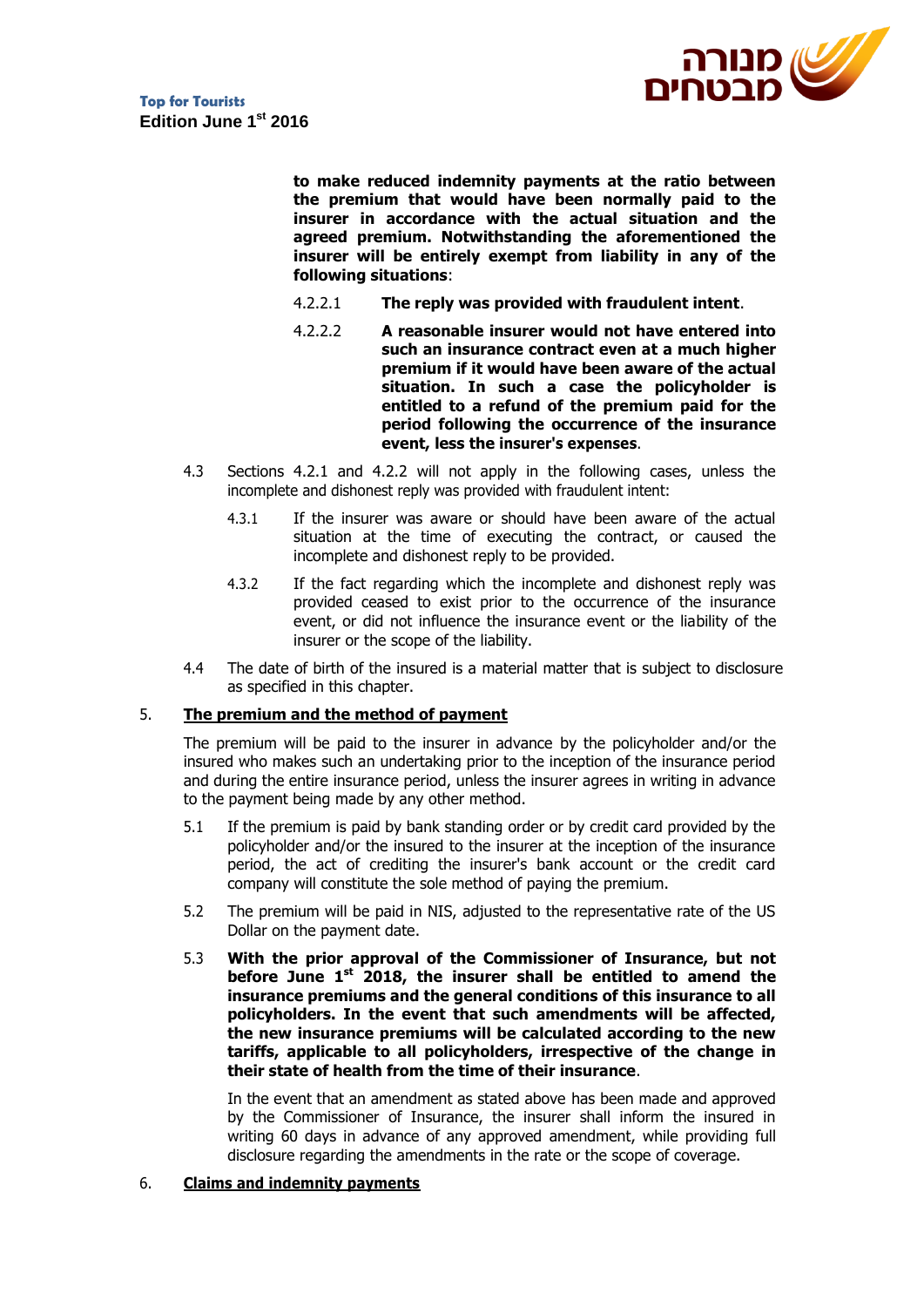**to make reduced indemnity payments at the ratio between the premium that would have been normally paid to the insurer in accordance with the actual situation and the agreed premium. Notwithstanding the aforementioned the insurer will be entirely exempt from liability in any of the following situations**:

4.2.2.1 **The reply was provided with fraudulent intent**.

4.2.2.2 **A reasonable insurer would not have entered into such an insurance contract even at a much higher premium if it would have been aware of the actual situation. In such a case the policyholder is entitled to a refund of the premium paid for the period following the occurrence of the insurance event, less the insurer's expenses**.

4.3 Sections 4.2.1 and 4.2.2 will not apply in the following cases, unless the incomplete and dishonest reply was provided with fraudulent intent:

4.3.1 If the insurer was aware or should have been aware of the actual situation at the time of executing the contract, or caused the incomplete and dishonest reply to be provided.

4.3.2 If the fact regarding which the incomplete and dishonest reply was provided ceased to exist prior to the occurrence of the insurance event, or did not influence the insurance event or the liability of the insurer or the scope of the liability.

4.4 The date of birth of the insured is a material matter that is subject to disclosure as specified in this chapter.

## 5. The premium and the method of payment

The premium will be paid to the insurer in advance by the policyholder and/or the insured who makes such an undertaking prior to the inception of the insurance period and during the entire insurance period, unless the insurer agrees in writing in advance to the payment being made by any other method.

5.1 If the premium is paid by bank standing order or by credit card provided by the policyholder and/or the insured to the insurer at the inception of the insurance period, the act of crediting the insurer's bank account or the credit card company will constitute the sole method of paying the premium.

5.2 The premium will be paid in NIS, adjusted to the representative rate of the US Dollar on the payment date.

5.3 **With the prior approval of the Commissioner of Insurance, but not before June 1st 2018, the insurer shall be entitled to amend the insurance premiums and the general conditions of this insurance to all policyholders. In the event that such amendments will be affected, the new insurance premiums will be calculated according to the new tariffs, applicable to all policyholders, irrespective of the change in their state of health from the time of their insurance**.

In the event that an amendment as stated above has been made and approved by the Commissioner of Insurance, the insurer shall inform the insured in writing 60 days in advance of any approved amendment, while providing full disclosure regarding the amendments in the rate or the scope of coverage.

## 6. Claims and indemnity payments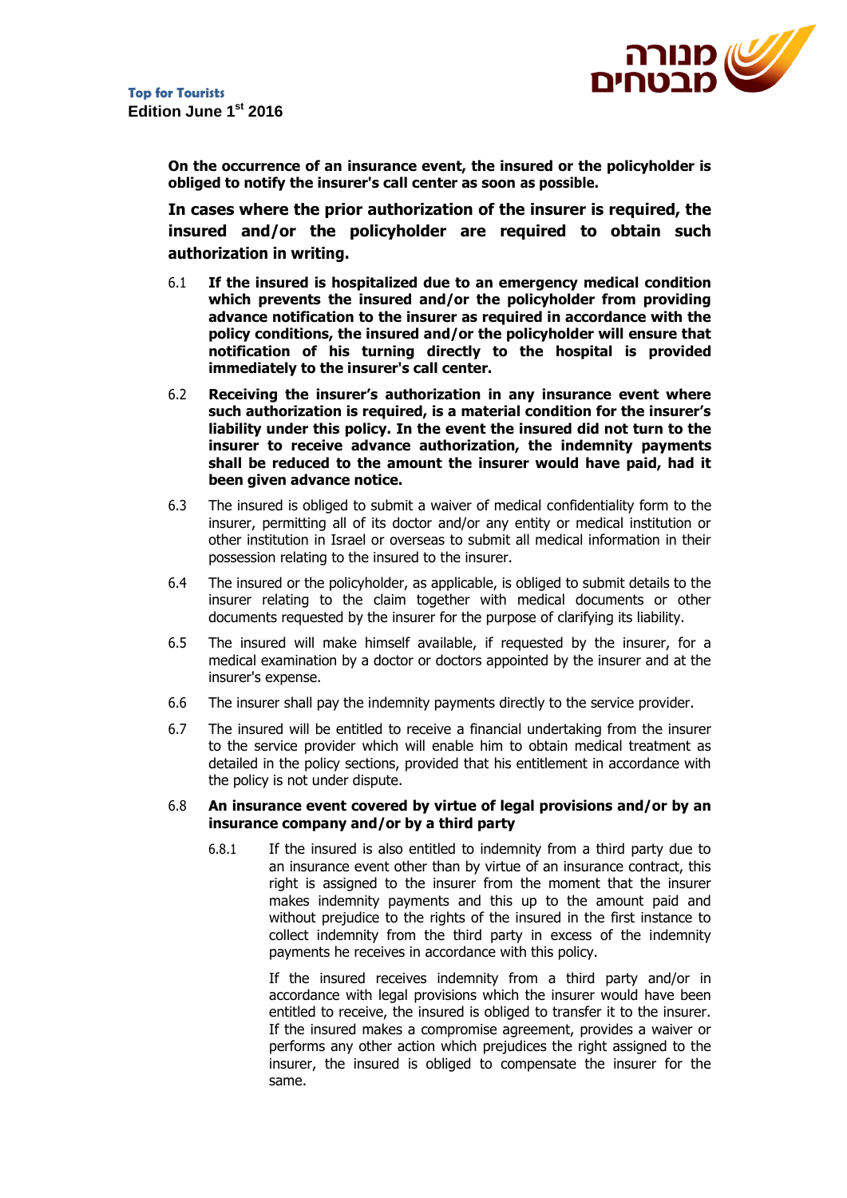**On the occurrence of an insurance event, the insured or the policyholder is obliged to notify the insurer's call center as soon as possible.**

**In cases where the prior authorization of the insurer is required, the insured and/or the policyholder are required to obtain such authorization in writing.**

6.1 **If the insured is hospitalized due to an emergency medical condition which prevents the insured and/or the policyholder from providing advance notification to the insurer as required in accordance with the policy conditions, the insured and/or the policyholder will ensure that notification of his turning directly to the hospital is provided immediately to the insurer's call center.**

6.2 **Receiving the insurer's authorization in any insurance event where such authorization is required, is a material condition for the insurer's liability under this policy. In the event the insured did not turn to the insurer to receive advance authorization, the indemnity payments shall be reduced to the amount the insurer would have paid, had it been given advance notice.**

6.3 The insured is obliged to submit a waiver of medical confidentiality form to the insurer, permitting all of its doctor and/or any entity or medical institution or other institution in Israel or overseas to submit all medical information in their possession relating to the insured to the insurer.

6.4 The insured or the policyholder, as applicable, is obliged to submit details to the insurer relating to the claim together with medical documents or other documents requested by the insurer for the purpose of clarifying its liability.

6.5 The insured will make himself available, if requested by the insurer, for a medical examination by a doctor or doctors appointed by the insurer and at the insurer's expense.

6.6 The insurer shall pay the indemnity payments directly to the service provider.

6.7 The insured will be entitled to receive a financial undertaking from the insurer to the service provider which will enable him to obtain medical treatment as detailed in the policy sections, provided that his entitlement in accordance with the policy is not under dispute.

6.8 **An insurance event covered by virtue of legal provisions and/or by an insurance company and/or by a third party**

6.8.1 If the insured is also entitled to indemnity from a third party due to an insurance event other than by virtue of an insurance contract, this right is assigned to the insurer from the moment that the insurer makes indemnity payments and this up to the amount paid and without prejudice to the rights of the insured in the first instance to collect indemnity from the third party in excess of the indemnity payments he receives in accordance with this policy.

If the insured receives indemnity from a third party and/or in accordance with legal provisions which the insurer would have been entitled to receive, the insured is obliged to transfer it to the insurer. If the insured makes a compromise agreement, provides a waiver or performs any other action which prejudices the right assigned to the insurer, the insured is obliged to compensate the insurer for the same.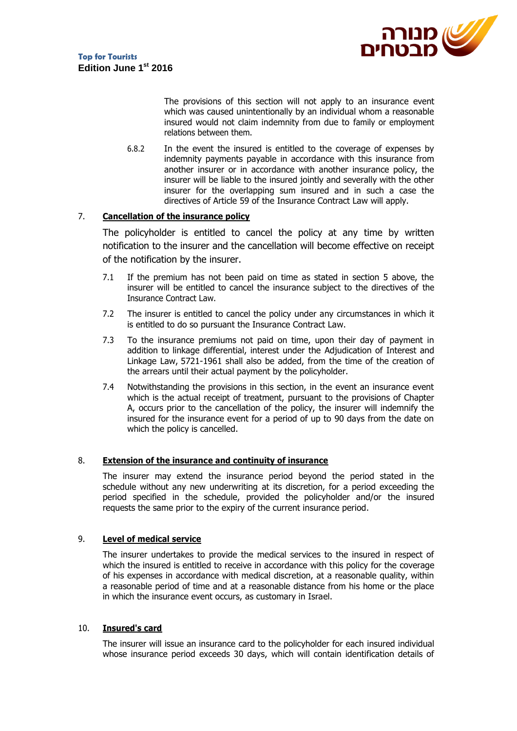The provisions of this section will not apply to an insurance event which was caused unintentionally by an individual whom a reasonable insured would not claim indemnity from due to family or employment relations between them.

6.8.2 In the event the insured is entitled to the coverage of expenses by indemnity payments payable in accordance with this insurance from another insurer or in accordance with another insurance policy, the insurer will be liable to the insured jointly and severally with the other insurer for the overlapping sum insured and in such a case the directives of Article 59 of the Insurance Contract Law will apply.

## 7. Cancellation of the insurance policy

The policyholder is entitled to cancel the policy at any time by written notification to the insurer and the cancellation will become effective on receipt of the notification by the insurer.

7.1 If the premium has not been paid on time as stated in section 5 above, the insurer will be entitled to cancel the insurance subject to the directives of the Insurance Contract Law.

7.2 The insurer is entitled to cancel the policy under any circumstances in which it is entitled to do so pursuant the Insurance Contract Law.

7.3 To the insurance premiums not paid on time, upon their day of payment in addition to linkage differential, interest under the Adjudication of Interest and Linkage Law, 5721-1961 shall also be added, from the time of the creation of the arrears until their actual payment by the policyholder.

7.4 Notwithstanding the provisions in this section, in the event an insurance event which is the actual receipt of treatment, pursuant to the provisions of Chapter A, occurs prior to the cancellation of the policy, the insurer will indemnify the insured for the insurance event for a period of up to 90 days from the date on which the policy is cancelled.

## 8. Extension of the insurance and continuity of insurance

The insurer may extend the insurance period beyond the period stated in the schedule without any new underwriting at its discretion, for a period exceeding the period specified in the schedule, provided the policyholder and/or the insured requests the same prior to the expiry of the current insurance period.

## 9. Level of medical service

The insurer undertakes to provide the medical services to the insured in respect of which the insured is entitled to receive in accordance with this policy for the coverage of his expenses in accordance with medical discretion, at a reasonable quality, within a reasonable period of time and at a reasonable distance from his home or the place in which the insurance event occurs, as customary in Israel.

## 10. Insured's card

The insurer will issue an insurance card to the policyholder for each insured individual whose insurance period exceeds 30 days, which will contain identification details of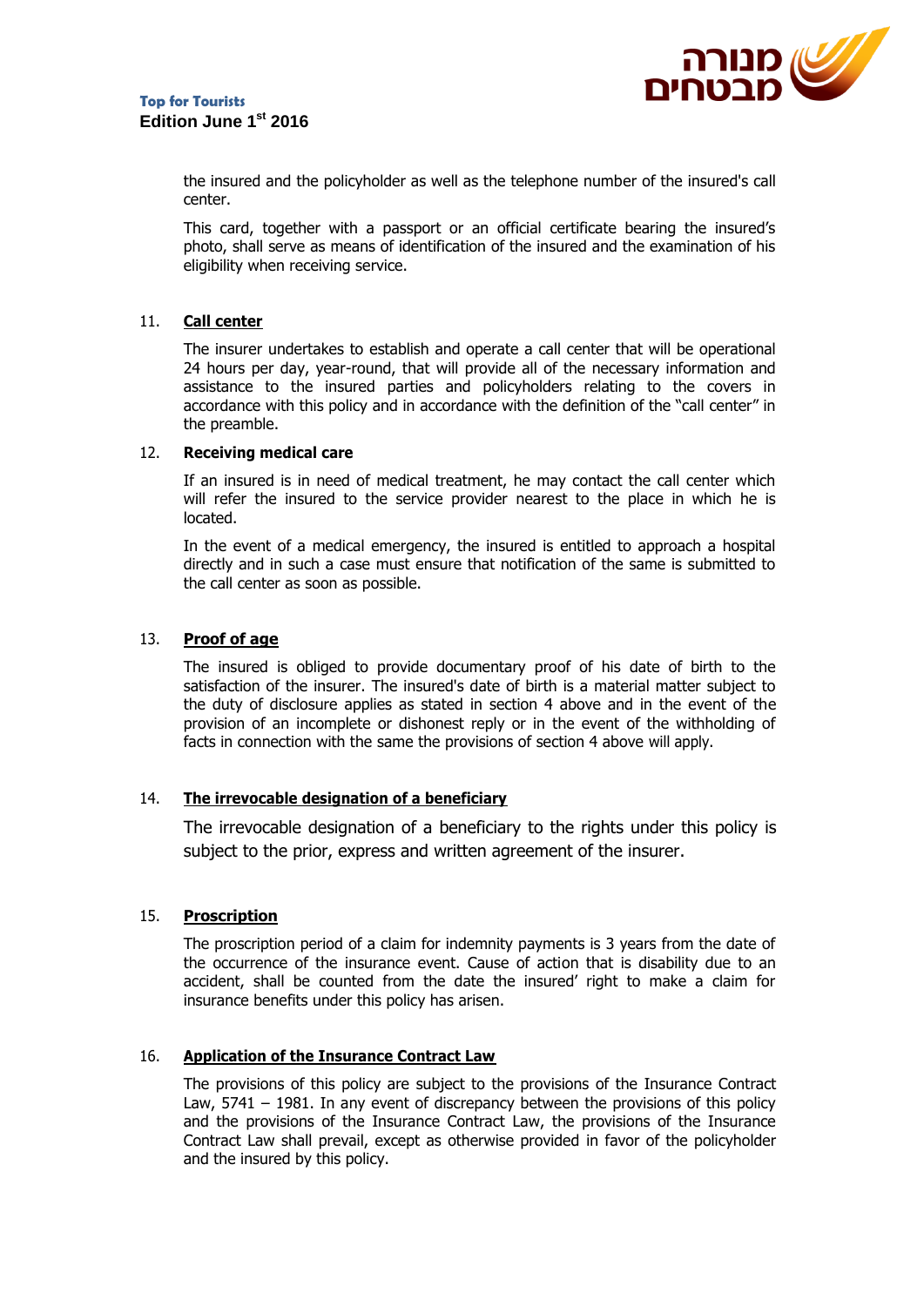the insured and the policyholder as well as the telephone number of the insured's call center.

This card, together with a passport or an official certificate bearing the insured's photo, shall serve as means of identification of the insured and the examination of his eligibility when receiving service.

11. **Call center**

The insurer undertakes to establish and operate a call center that will be operational 24 hours per day, year-round, that will provide all of the necessary information and assistance to the insured parties and policyholders relating to the covers in accordance with this policy and in accordance with the definition of the "call center" in the preamble.

12. **Receiving medical care**

If an insured is in need of medical treatment, he may contact the call center which will refer the insured to the service provider nearest to the place in which he is located.

In the event of a medical emergency, the insured is entitled to approach a hospital directly and in such a case must ensure that notification of the same is submitted to the call center as soon as possible.

13. **Proof of age**

The insured is obliged to provide documentary proof of his date of birth to the satisfaction of the insurer. The insured's date of birth is a material matter subject to the duty of disclosure applies as stated in section 4 above and in the event of the provision of an incomplete or dishonest reply or in the event of the withholding of facts in connection with the same the provisions of section 4 above will apply.

14. **The irrevocable designation of a beneficiary**

The irrevocable designation of a beneficiary to the rights under this policy is subject to the prior, express and written agreement of the insurer.

15. **Proscription**

The proscription period of a claim for indemnity payments is 3 years from the date of the occurrence of the insurance event. Cause of action that is disability due to an accident, shall be counted from the date the insured' right to make a claim for insurance benefits under this policy has arisen.

16. **Application of the Insurance Contract Law**

The provisions of this policy are subject to the provisions of the Insurance Contract Law, 5741 – 1981. In any event of discrepancy between the provisions of this policy and the provisions of the Insurance Contract Law, the provisions of the Insurance Contract Law shall prevail, except as otherwise provided in favor of the policyholder and the insured by this policy.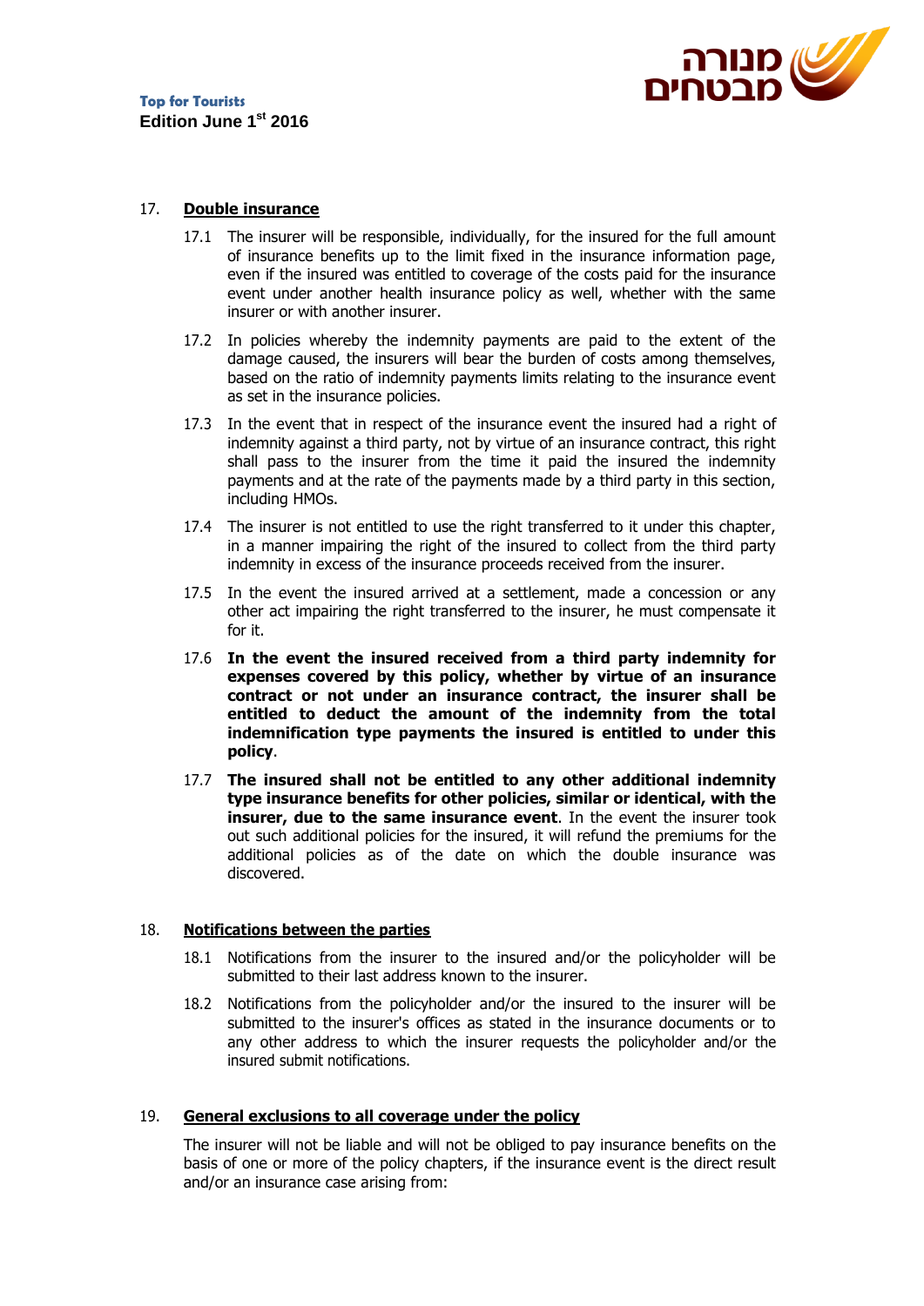## 17. Double insurance

17.1 The insurer will be responsible, individually, for the insured for the full amount of insurance benefits up to the limit fixed in the insurance information page, even if the insured was entitled to coverage of the costs paid for the insurance event under another health insurance policy as well, whether with the same insurer or with another insurer.

17.2 In policies whereby the indemnity payments are paid to the extent of the damage caused, the insurers will bear the burden of costs among themselves, based on the ratio of indemnity payments limits relating to the insurance event as set in the insurance policies.

17.3 In the event that in respect of the insurance event the insured had a right of indemnity against a third party, not by virtue of an insurance contract, this right shall pass to the insurer from the time it paid the insured the indemnity payments and at the rate of the payments made by a third party in this section, including HMOs.

17.4 The insurer is not entitled to use the right transferred to it under this chapter, in a manner impairing the right of the insured to collect from the third party indemnity in excess of the insurance proceeds received from the insurer.

17.5 In the event the insured arrived at a settlement, made a concession or any other act impairing the right transferred to the insurer, he must compensate it for it.

17.6 **In the event the insured received from a third party indemnity for expenses covered by this policy, whether by virtue of an insurance contract or not under an insurance contract, the insurer shall be entitled to deduct the amount of the indemnity from the total indemnification type payments the insured is entitled to under this policy**.

17.7 **The insured shall not be entitled to any other additional indemnity type insurance benefits for other policies, similar or identical, with the insurer, due to the same insurance event**. In the event the insurer took out such additional policies for the insured, it will refund the premiums for the additional policies as of the date on which the double insurance was discovered.

## 18. Notifications between the parties

18.1 Notifications from the insurer to the insured and/or the policyholder will be submitted to their last address known to the insurer.

18.2 Notifications from the policyholder and/or the insured to the insurer will be submitted to the insurer's offices as stated in the insurance documents or to any other address to which the insurer requests the policyholder and/or the insured submit notifications.

## 19. General exclusions to all coverage under the policy

The insurer will not be liable and will not be obliged to pay insurance benefits on the basis of one or more of the policy chapters, if the insurance event is the direct result and/or an insurance case arising from: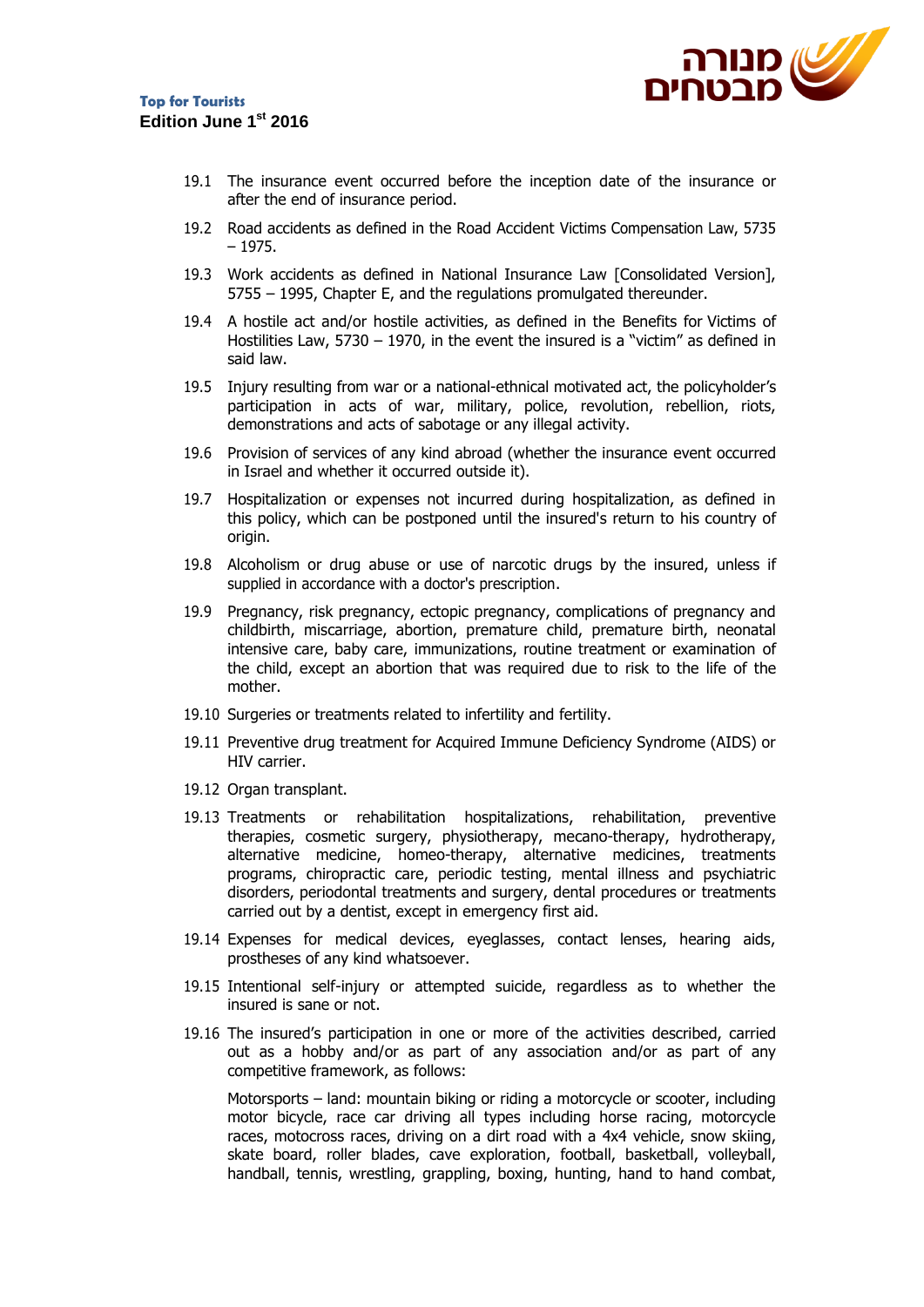19.1 The insurance event occurred before the inception date of the insurance or after the end of insurance period.

19.2 Road accidents as defined in the Road Accident Victims Compensation Law, 5735 – 1975.

19.3 Work accidents as defined in National Insurance Law [Consolidated Version], 5755 – 1995, Chapter E, and the regulations promulgated thereunder.

19.4 A hostile act and/or hostile activities, as defined in the Benefits for Victims of Hostilities Law, 5730 – 1970, in the event the insured is a "victim" as defined in said law.

19.5 Injury resulting from war or a national-ethnical motivated act, the policyholder's participation in acts of war, military, police, revolution, rebellion, riots, demonstrations and acts of sabotage or any illegal activity.

19.6 Provision of services of any kind abroad (whether the insurance event occurred in Israel and whether it occurred outside it).

19.7 Hospitalization or expenses not incurred during hospitalization, as defined in this policy, which can be postponed until the insured's return to his country of origin.

19.8 Alcoholism or drug abuse or use of narcotic drugs by the insured, unless if supplied in accordance with a doctor's prescription.

19.9 Pregnancy, risk pregnancy, ectopic pregnancy, complications of pregnancy and childbirth, miscarriage, abortion, premature child, premature birth, neonatal intensive care, baby care, immunizations, routine treatment or examination of the child, except an abortion that was required due to risk to the life of the mother.

19.10 Surgeries or treatments related to infertility and fertility.

19.11 Preventive drug treatment for Acquired Immune Deficiency Syndrome (AIDS) or HIV carrier.

19.12 Organ transplant.

19.13 Treatments or rehabilitation hospitalizations, rehabilitation, preventive therapies, cosmetic surgery, physiotherapy, mecano-therapy, hydrotherapy, alternative medicine, homeo-therapy, alternative medicines, treatments programs, chiropractic care, periodic testing, mental illness and psychiatric disorders, periodontal treatments and surgery, dental procedures or treatments carried out by a dentist, except in emergency first aid.

19.14 Expenses for medical devices, eyeglasses, contact lenses, hearing aids, prostheses of any kind whatsoever.

19.15 Intentional self-injury or attempted suicide, regardless as to whether the insured is sane or not.

19.16 The insured's participation in one or more of the activities described, carried out as a hobby and/or as part of any association and/or as part of any competitive framework, as follows:

Motorsports – land: mountain biking or riding a motorcycle or scooter, including motor bicycle, race car driving all types including horse racing, motorcycle races, motocross races, driving on a dirt road with a 4x4 vehicle, snow skiing, skate board, roller blades, cave exploration, football, basketball, volleyball, handball, tennis, wrestling, grappling, boxing, hunting, hand to hand combat,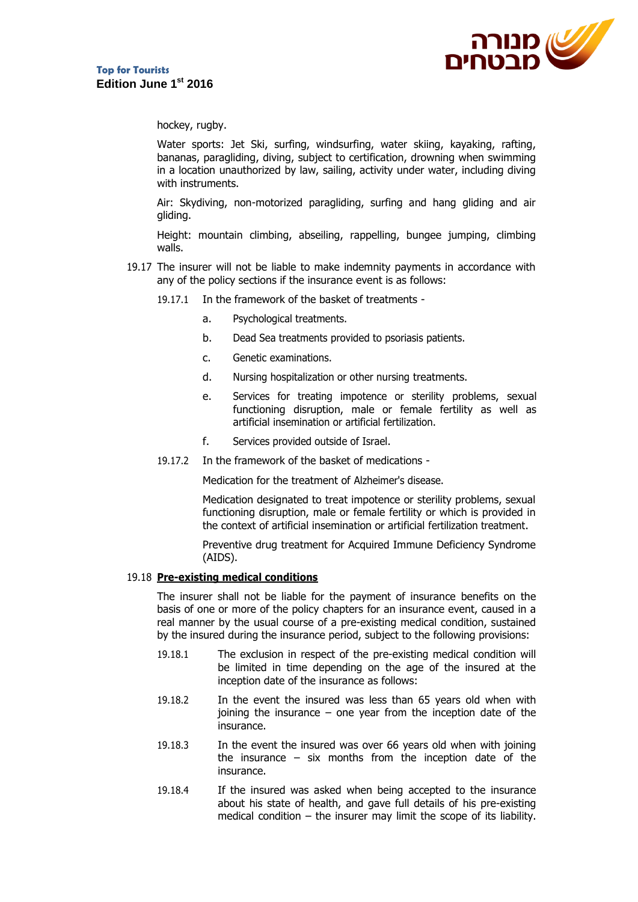hockey, rugby.

Water sports: Jet Ski, surfing, windsurfing, water skiing, kayaking, rafting, bananas, paragliding, diving, subject to certification, drowning when swimming in a location unauthorized by law, sailing, activity under water, including diving with instruments.

Air: Skydiving, non-motorized paragliding, surfing and hang gliding and air gliding.

Height: mountain climbing, abseiling, rappelling, bungee jumping, climbing walls.

19.17 The insurer will not be liable to make indemnity payments in accordance with any of the policy sections if the insurance event is as follows:

19.17.1 In the framework of the basket of treatments -

a. Psychological treatments.

b. Dead Sea treatments provided to psoriasis patients.

c. Genetic examinations.

d. Nursing hospitalization or other nursing treatments.

e. Services for treating impotence or sterility problems, sexual functioning disruption, male or female fertility as well as artificial insemination or artificial fertilization.

f. Services provided outside of Israel.

19.17.2 In the framework of the basket of medications -

Medication for the treatment of Alzheimer's disease.

Medication designated to treat impotence or sterility problems, sexual functioning disruption, male or female fertility or which is provided in the context of artificial insemination or artificial fertilization treatment.

Preventive drug treatment for Acquired Immune Deficiency Syndrome (AIDS).

19.18 **Pre-existing medical conditions**

The insurer shall not be liable for the payment of insurance benefits on the basis of one or more of the policy chapters for an insurance event, caused in a real manner by the usual course of a pre-existing medical condition, sustained by the insured during the insurance period, subject to the following provisions:

19.18.1 The exclusion in respect of the pre-existing medical condition will be limited in time depending on the age of the insured at the inception date of the insurance as follows:

19.18.2 In the event the insured was less than 65 years old when with joining the insurance – one year from the inception date of the insurance.

19.18.3 In the event the insured was over 66 years old when with joining the insurance – six months from the inception date of the insurance.

19.18.4 If the insured was asked when being accepted to the insurance about his state of health, and gave full details of his pre-existing medical condition – the insurer may limit the scope of its liability.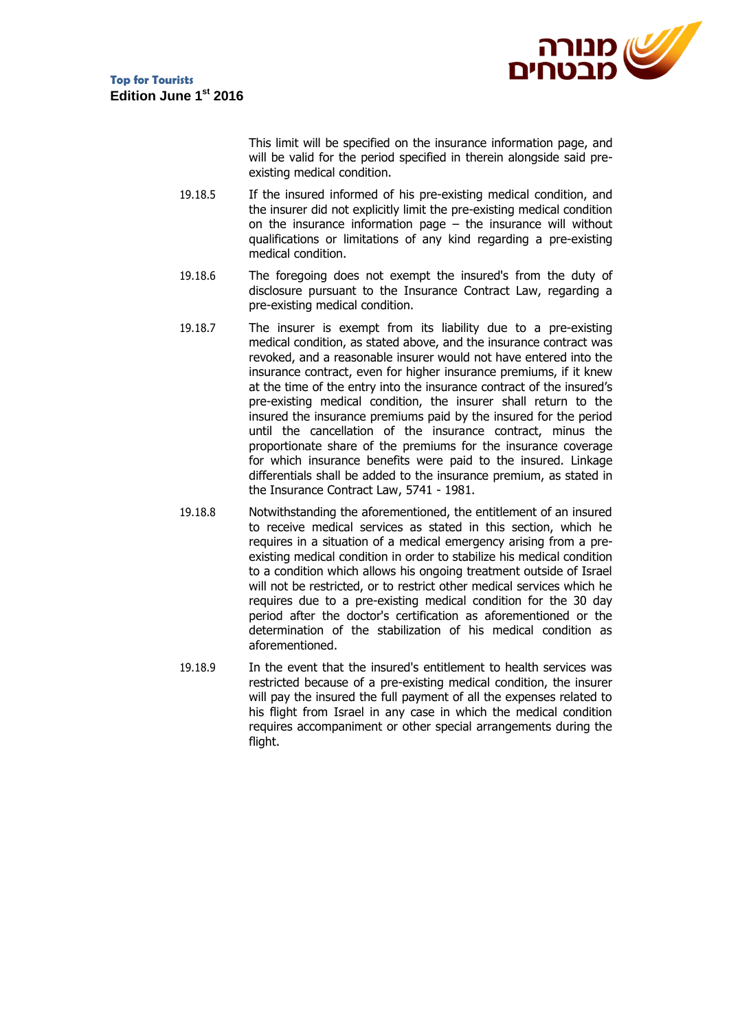This limit will be specified on the insurance information page, and will be valid for the period specified in therein alongside said pre-existing medical condition.

19.18.5 If the insured informed of his pre-existing medical condition, and the insurer did not explicitly limit the pre-existing medical condition on the insurance information page – the insurance will without qualifications or limitations of any kind regarding a pre-existing medical condition.

19.18.6 The foregoing does not exempt the insured's from the duty of disclosure pursuant to the Insurance Contract Law, regarding a pre-existing medical condition.

19.18.7 The insurer is exempt from its liability due to a pre-existing medical condition, as stated above, and the insurance contract was revoked, and a reasonable insurer would not have entered into the insurance contract, even for higher insurance premiums, if it knew at the time of the entry into the insurance contract of the insured's pre-existing medical condition, the insurer shall return to the insured the insurance premiums paid by the insured for the period until the cancellation of the insurance contract, minus the proportionate share of the premiums for the insurance coverage for which insurance benefits were paid to the insured. Linkage differentials shall be added to the insurance premium, as stated in the Insurance Contract Law, 5741 - 1981.

19.18.8 Notwithstanding the aforementioned, the entitlement of an insured to receive medical services as stated in this section, which he requires in a situation of a medical emergency arising from a pre-existing medical condition in order to stabilize his medical condition to a condition which allows his ongoing treatment outside of Israel will not be restricted, or to restrict other medical services which he requires due to a pre-existing medical condition for the 30 day period after the doctor's certification as aforementioned or the determination of the stabilization of his medical condition as aforementioned.

19.18.9 In the event that the insured's entitlement to health services was restricted because of a pre-existing medical condition, the insurer will pay the insured the full payment of all the expenses related to his flight from Israel in any case in which the medical condition requires accompaniment or other special arrangements during the flight.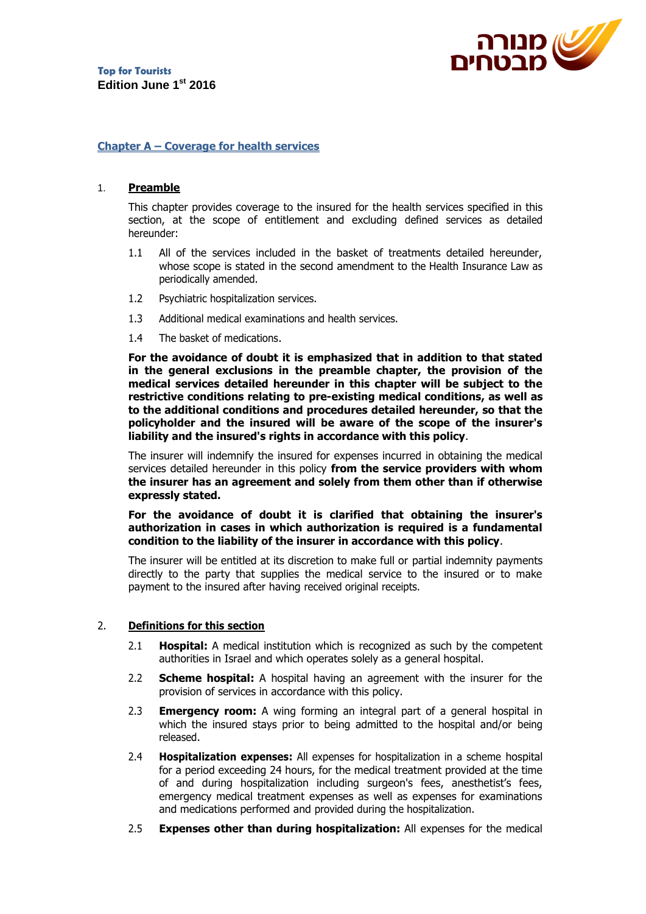Top for Tourists
Edition June 1st 2016

## Chapter A – Coverage for health services

### 1. Preamble

This chapter provides coverage to the insured for the health services specified in this section, at the scope of entitlement and excluding defined services as detailed hereunder:

1.1 All of the services included in the basket of treatments detailed hereunder, whose scope is stated in the second amendment to the Health Insurance Law as periodically amended.

1.2 Psychiatric hospitalization services.

1.3 Additional medical examinations and health services.

1.4 The basket of medications.

**For the avoidance of doubt it is emphasized that in addition to that stated in the general exclusions in the preamble chapter, the provision of the medical services detailed hereunder in this chapter will be subject to the restrictive conditions relating to pre-existing medical conditions, as well as to the additional conditions and procedures detailed hereunder, so that the policyholder and the insured will be aware of the scope of the insurer's liability and the insured's rights in accordance with this policy**.

The insurer will indemnify the insured for expenses incurred in obtaining the medical services detailed hereunder in this policy **from the service providers with whom the insurer has an agreement and solely from them other than if otherwise expressly stated.**

**For the avoidance of doubt it is clarified that obtaining the insurer's authorization in cases in which authorization is required is a fundamental condition to the liability of the insurer in accordance with this policy**.

The insurer will be entitled at its discretion to make full or partial indemnity payments directly to the party that supplies the medical service to the insured or to make payment to the insured after having received original receipts.

### 2. Definitions for this section

2.1 **Hospital:** A medical institution which is recognized as such by the competent authorities in Israel and which operates solely as a general hospital.

2.2 **Scheme hospital:** A hospital having an agreement with the insurer for the provision of services in accordance with this policy.

2.3 **Emergency room:** A wing forming an integral part of a general hospital in which the insured stays prior to being admitted to the hospital and/or being released.

2.4 **Hospitalization expenses:** All expenses for hospitalization in a scheme hospital for a period exceeding 24 hours, for the medical treatment provided at the time of and during hospitalization including surgeon's fees, anesthetist's fees, emergency medical treatment expenses as well as expenses for examinations and medications performed and provided during the hospitalization.

2.5 **Expenses other than during hospitalization:** All expenses for the medical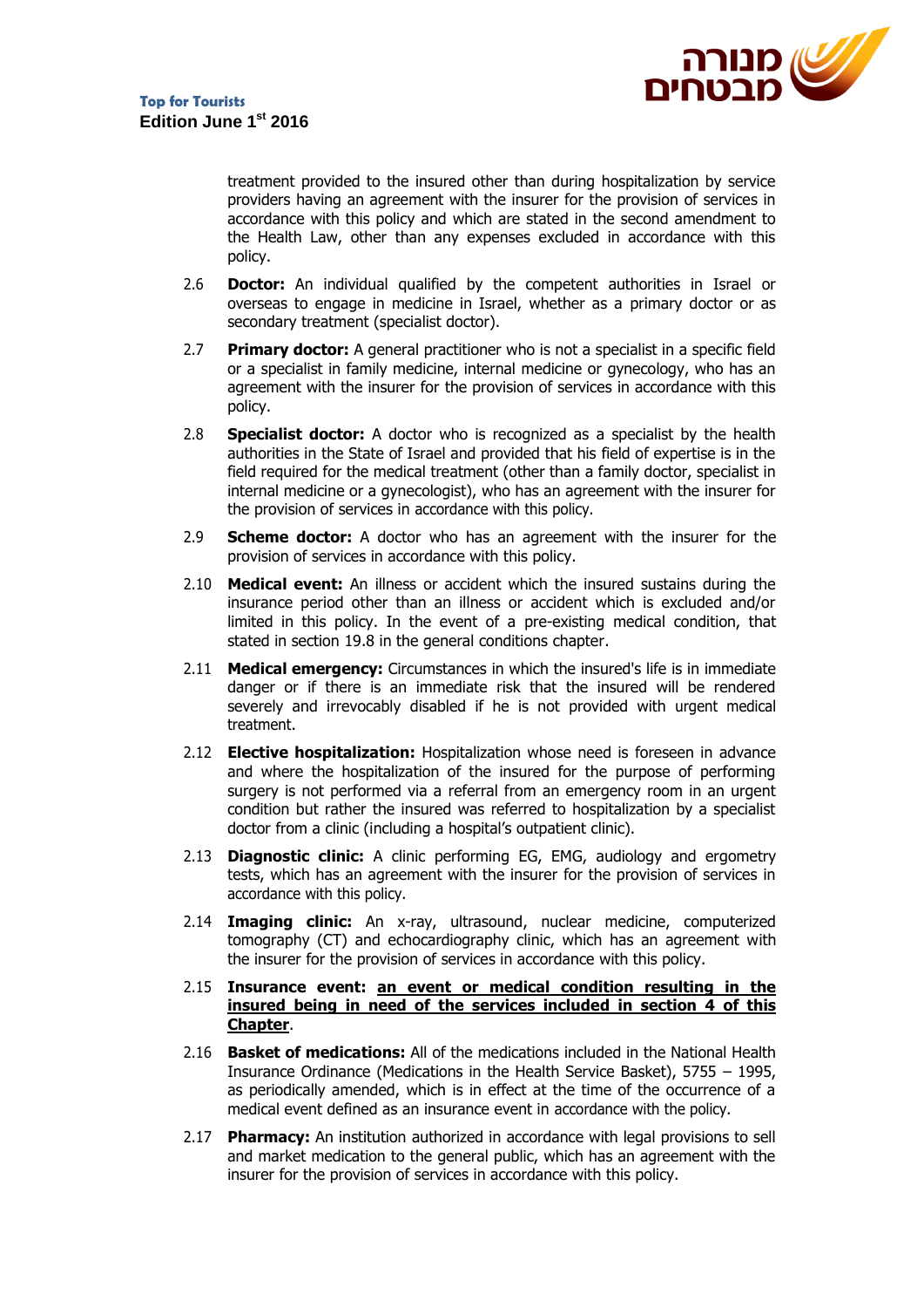treatment provided to the insured other than during hospitalization by service providers having an agreement with the insurer for the provision of services in accordance with this policy and which are stated in the second amendment to the Health Law, other than any expenses excluded in accordance with this policy.

2.6 **Doctor:** An individual qualified by the competent authorities in Israel or overseas to engage in medicine in Israel, whether as a primary doctor or as secondary treatment (specialist doctor).

2.7 **Primary doctor:** A general practitioner who is not a specialist in a specific field or a specialist in family medicine, internal medicine or gynecology, who has an agreement with the insurer for the provision of services in accordance with this policy.

2.8 **Specialist doctor:** A doctor who is recognized as a specialist by the health authorities in the State of Israel and provided that his field of expertise is in the field required for the medical treatment (other than a family doctor, specialist in internal medicine or a gynecologist), who has an agreement with the insurer for the provision of services in accordance with this policy.

2.9 **Scheme doctor:** A doctor who has an agreement with the insurer for the provision of services in accordance with this policy.

2.10 **Medical event:** An illness or accident which the insured sustains during the insurance period other than an illness or accident which is excluded and/or limited in this policy. In the event of a pre-existing medical condition, that stated in section 19.8 in the general conditions chapter.

2.11 **Medical emergency:** Circumstances in which the insured's life is in immediate danger or if there is an immediate risk that the insured will be rendered severely and irrevocably disabled if he is not provided with urgent medical treatment.

2.12 **Elective hospitalization:** Hospitalization whose need is foreseen in advance and where the hospitalization of the insured for the purpose of performing surgery is not performed via a referral from an emergency room in an urgent condition but rather the insured was referred to hospitalization by a specialist doctor from a clinic (including a hospital's outpatient clinic).

2.13 **Diagnostic clinic:** A clinic performing EG, EMG, audiology and ergometry tests, which has an agreement with the insurer for the provision of services in accordance with this policy.

2.14 **Imaging clinic:** An x-ray, ultrasound, nuclear medicine, computerized tomography (CT) and echocardiography clinic, which has an agreement with the insurer for the provision of services in accordance with this policy.

2.15 **Insurance event: <u>an event or medical condition resulting in the insured being in need of the services included in section 4 of this Chapter</u>**.

2.16 **Basket of medications:** All of the medications included in the National Health Insurance Ordinance (Medications in the Health Service Basket), 5755 – 1995, as periodically amended, which is in effect at the time of the occurrence of a medical event defined as an insurance event in accordance with the policy.

2.17 **Pharmacy:** An institution authorized in accordance with legal provisions to sell and market medication to the general public, which has an agreement with the insurer for the provision of services in accordance with this policy.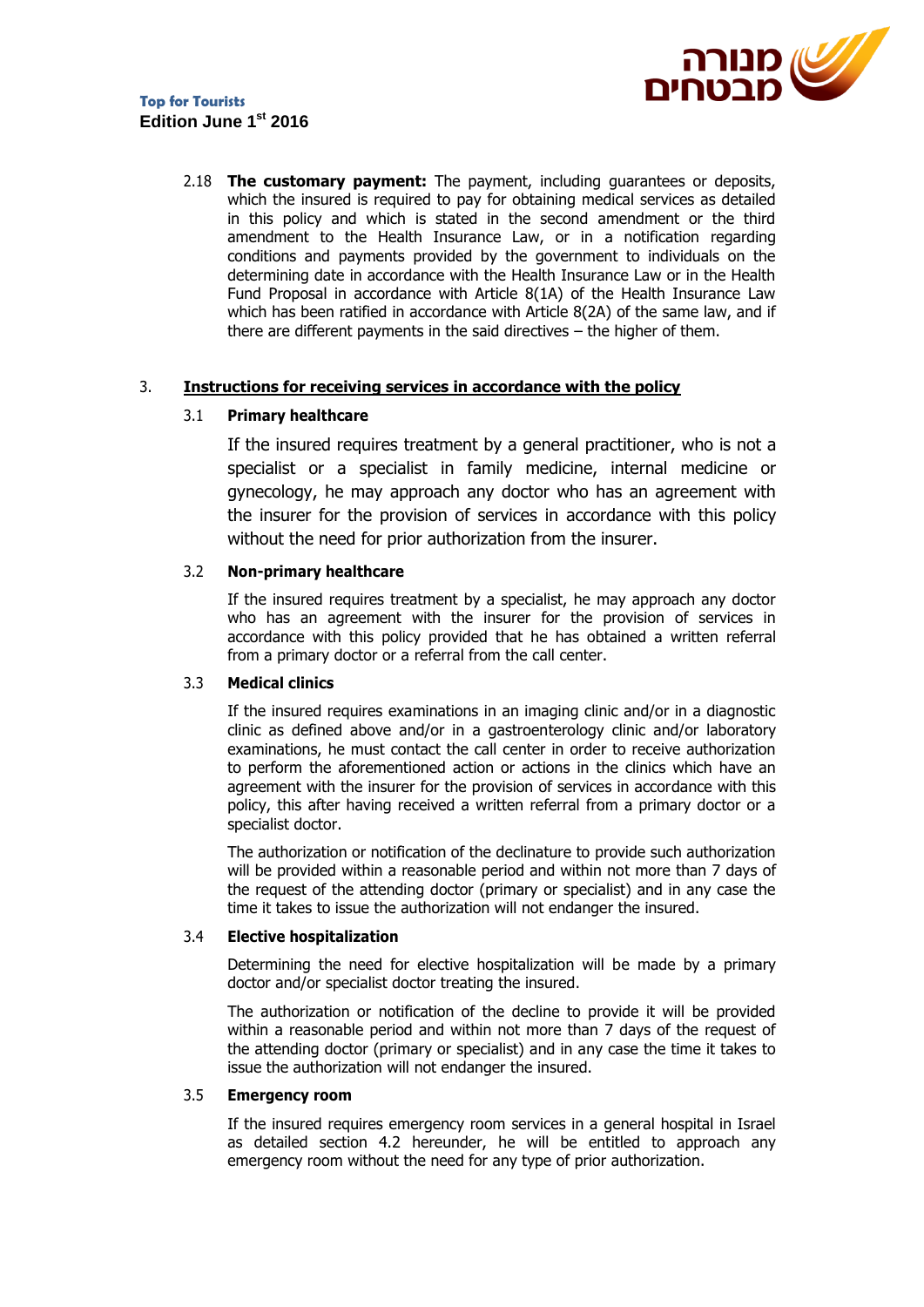2.18 **The customary payment:** The payment, including guarantees or deposits, which the insured is required to pay for obtaining medical services as detailed in this policy and which is stated in the second amendment or the third amendment to the Health Insurance Law, or in a notification regarding conditions and payments provided by the government to individuals on the determining date in accordance with the Health Insurance Law or in the Health Fund Proposal in accordance with Article 8(1A) of the Health Insurance Law which has been ratified in accordance with Article 8(2A) of the same law, and if there are different payments in the said directives – the higher of them.

## 3. Instructions for receiving services in accordance with the policy

### 3.1 Primary healthcare

If the insured requires treatment by a general practitioner, who is not a specialist or a specialist in family medicine, internal medicine or gynecology, he may approach any doctor who has an agreement with the insurer for the provision of services in accordance with this policy without the need for prior authorization from the insurer.

### 3.2 Non-primary healthcare

If the insured requires treatment by a specialist, he may approach any doctor who has an agreement with the insurer for the provision of services in accordance with this policy provided that he has obtained a written referral from a primary doctor or a referral from the call center.

### 3.3 Medical clinics

If the insured requires examinations in an imaging clinic and/or in a diagnostic clinic as defined above and/or in a gastroenterology clinic and/or laboratory examinations, he must contact the call center in order to receive authorization to perform the aforementioned action or actions in the clinics which have an agreement with the insurer for the provision of services in accordance with this policy, this after having received a written referral from a primary doctor or a specialist doctor.

The authorization or notification of the declinature to provide such authorization will be provided within a reasonable period and within not more than 7 days of the request of the attending doctor (primary or specialist) and in any case the time it takes to issue the authorization will not endanger the insured.

### 3.4 Elective hospitalization

Determining the need for elective hospitalization will be made by a primary doctor and/or specialist doctor treating the insured.

The authorization or notification of the decline to provide it will be provided within a reasonable period and within not more than 7 days of the request of the attending doctor (primary or specialist) and in any case the time it takes to issue the authorization will not endanger the insured.

### 3.5 Emergency room

If the insured requires emergency room services in a general hospital in Israel as detailed section 4.2 hereunder, he will be entitled to approach any emergency room without the need for any type of prior authorization.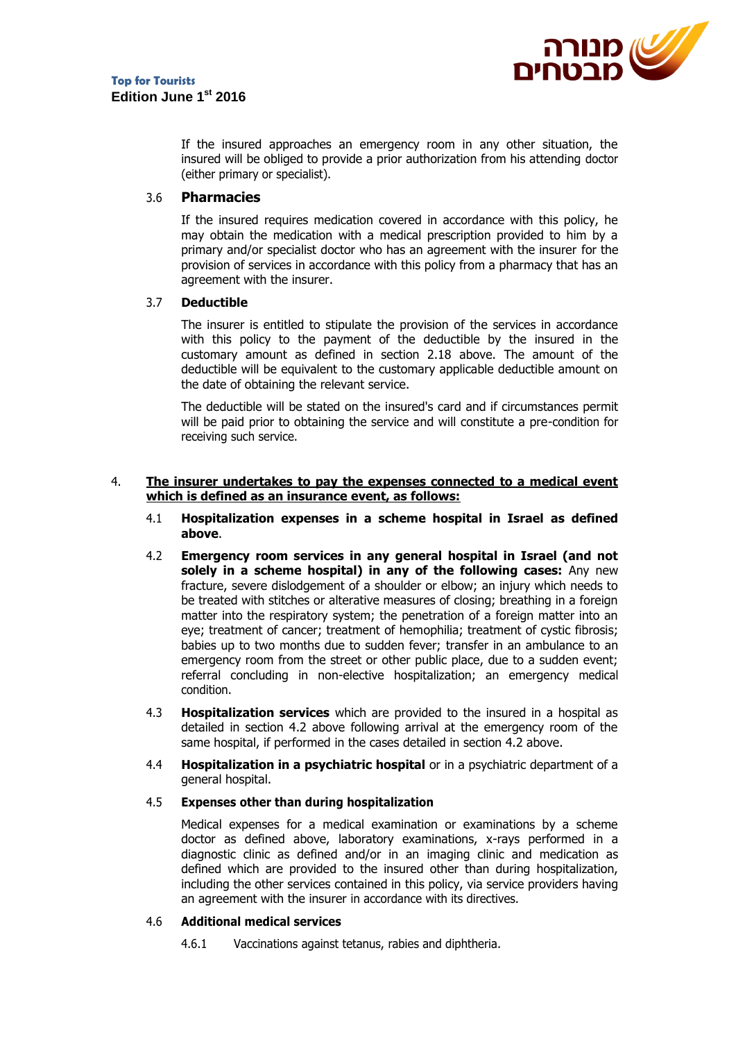If the insured approaches an emergency room in any other situation, the insured will be obliged to provide a prior authorization from his attending doctor (either primary or specialist).

### 3.6 Pharmacies

If the insured requires medication covered in accordance with this policy, he may obtain the medication with a medical prescription provided to him by a primary and/or specialist doctor who has an agreement with the insurer for the provision of services in accordance with this policy from a pharmacy that has an agreement with the insurer.

### 3.7 Deductible

The insurer is entitled to stipulate the provision of the services in accordance with this policy to the payment of the deductible by the insured in the customary amount as defined in section 2.18 above. The amount of the deductible will be equivalent to the customary applicable deductible amount on the date of obtaining the relevant service.

The deductible will be stated on the insured's card and if circumstances permit will be paid prior to obtaining the service and will constitute a pre-condition for receiving such service.

## 4. <u>The insurer undertakes to pay the expenses connected to a medical event which is defined as an insurance event, as follows:</u>

4.1 **Hospitalization expenses in a scheme hospital in Israel as defined above**.

4.2 **Emergency room services in any general hospital in Israel (and not solely in a scheme hospital) in any of the following cases:** Any new fracture, severe dislodgement of a shoulder or elbow; an injury which needs to be treated with stitches or alterative measures of closing; breathing in a foreign matter into the respiratory system; the penetration of a foreign matter into an eye; treatment of cancer; treatment of hemophilia; treatment of cystic fibrosis; babies up to two months due to sudden fever; transfer in an ambulance to an emergency room from the street or other public place, due to a sudden event; referral concluding in non-elective hospitalization; an emergency medical condition.

4.3 **Hospitalization services** which are provided to the insured in a hospital as detailed in section 4.2 above following arrival at the emergency room of the same hospital, if performed in the cases detailed in section 4.2 above.

4.4 **Hospitalization in a psychiatric hospital** or in a psychiatric department of a general hospital.

4.5 **Expenses other than during hospitalization**

Medical expenses for a medical examination or examinations by a scheme doctor as defined above, laboratory examinations, x-rays performed in a diagnostic clinic as defined and/or in an imaging clinic and medication as defined which are provided to the insured other than during hospitalization, including the other services contained in this policy, via service providers having an agreement with the insurer in accordance with its directives.

4.6 **Additional medical services**

4.6.1 Vaccinations against tetanus, rabies and diphtheria.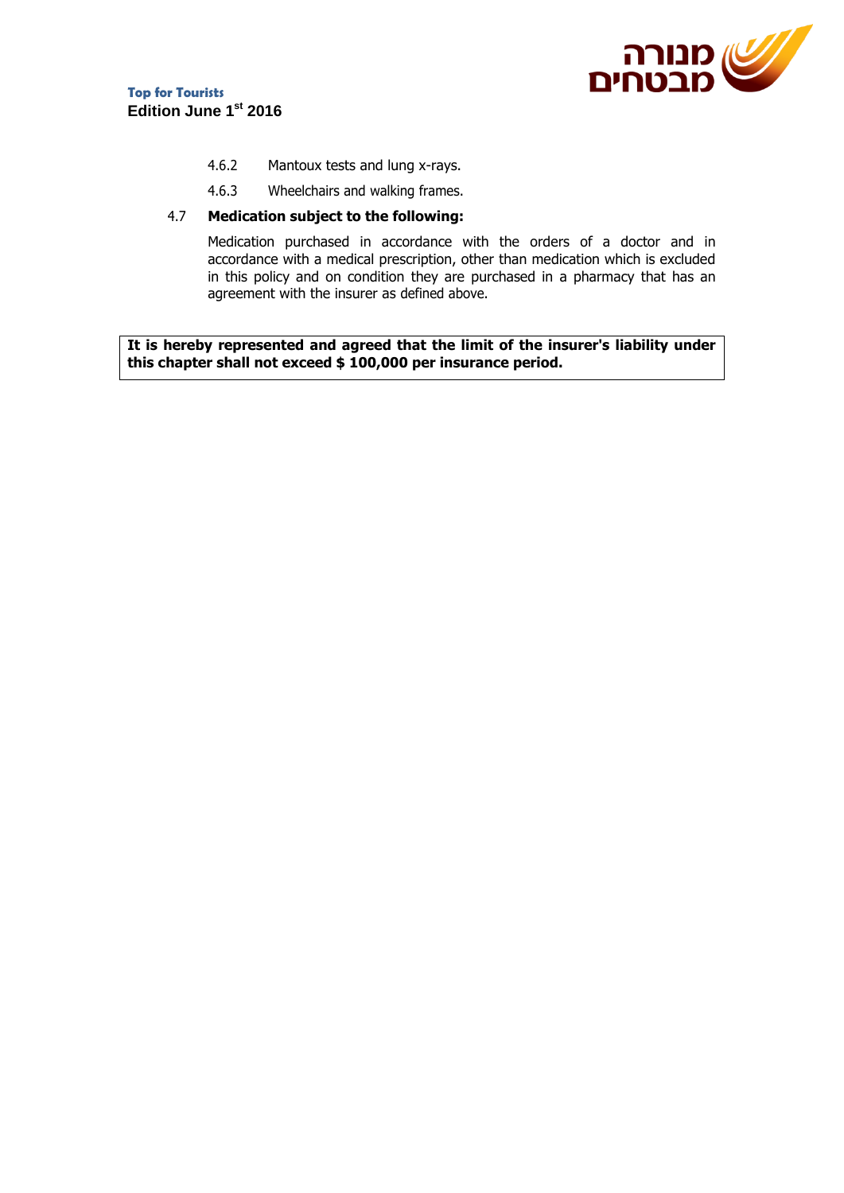4.6.2 Mantoux tests and lung x-rays.

4.6.3 Wheelchairs and walking frames.

4.7 **Medication subject to the following:**

Medication purchased in accordance with the orders of a doctor and in accordance with a medical prescription, other than medication which is excluded in this policy and on condition they are purchased in a pharmacy that has an agreement with the insurer as defined above.

**It is hereby represented and agreed that the limit of the insurer's liability under this chapter shall not exceed $ 100,000 per insurance period.**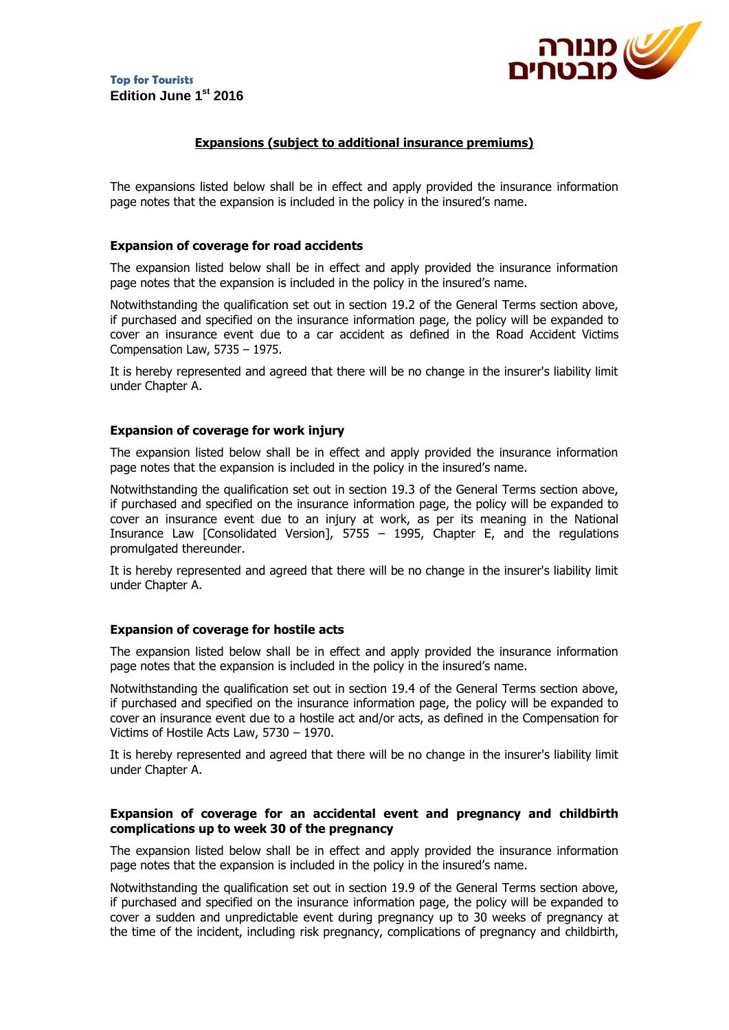## Expansions (subject to additional insurance premiums)

The expansions listed below shall be in effect and apply provided the insurance information page notes that the expansion is included in the policy in the insured's name.

### Expansion of coverage for road accidents

The expansion listed below shall be in effect and apply provided the insurance information page notes that the expansion is included in the policy in the insured's name.

Notwithstanding the qualification set out in section 19.2 of the General Terms section above, if purchased and specified on the insurance information page, the policy will be expanded to cover an insurance event due to a car accident as defined in the Road Accident Victims Compensation Law, 5735 – 1975.

It is hereby represented and agreed that there will be no change in the insurer's liability limit under Chapter A.

### Expansion of coverage for work injury

The expansion listed below shall be in effect and apply provided the insurance information page notes that the expansion is included in the policy in the insured's name.

Notwithstanding the qualification set out in section 19.3 of the General Terms section above, if purchased and specified on the insurance information page, the policy will be expanded to cover an insurance event due to an injury at work, as per its meaning in the National Insurance Law [Consolidated Version], 5755 – 1995, Chapter E, and the regulations promulgated thereunder.

It is hereby represented and agreed that there will be no change in the insurer's liability limit under Chapter A.

### Expansion of coverage for hostile acts

The expansion listed below shall be in effect and apply provided the insurance information page notes that the expansion is included in the policy in the insured's name.

Notwithstanding the qualification set out in section 19.4 of the General Terms section above, if purchased and specified on the insurance information page, the policy will be expanded to cover an insurance event due to a hostile act and/or acts, as defined in the Compensation for Victims of Hostile Acts Law, 5730 – 1970.

It is hereby represented and agreed that there will be no change in the insurer's liability limit under Chapter A.

### Expansion of coverage for an accidental event and pregnancy and childbirth complications up to week 30 of the pregnancy

The expansion listed below shall be in effect and apply provided the insurance information page notes that the expansion is included in the policy in the insured's name.

Notwithstanding the qualification set out in section 19.9 of the General Terms section above, if purchased and specified on the insurance information page, the policy will be expanded to cover a sudden and unpredictable event during pregnancy up to 30 weeks of pregnancy at the time of the incident, including risk pregnancy, complications of pregnancy and childbirth,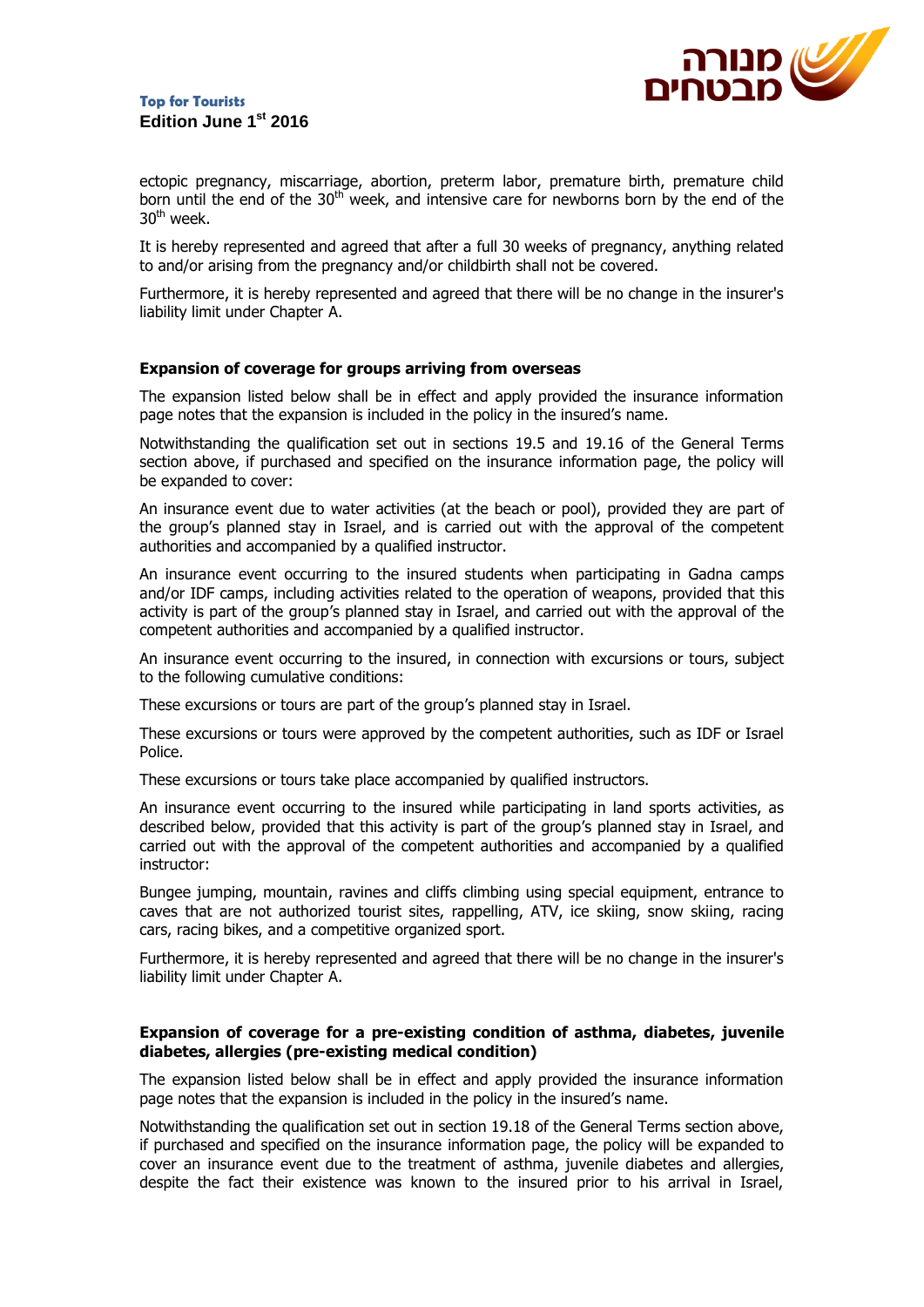ectopic pregnancy, miscarriage, abortion, preterm labor, premature birth, premature child born until the end of the 30th week, and intensive care for newborns born by the end of the 30th week.

It is hereby represented and agreed that after a full 30 weeks of pregnancy, anything related to and/or arising from the pregnancy and/or childbirth shall not be covered.

Furthermore, it is hereby represented and agreed that there will be no change in the insurer's liability limit under Chapter A.

**Expansion of coverage for groups arriving from overseas**

The expansion listed below shall be in effect and apply provided the insurance information page notes that the expansion is included in the policy in the insured's name.

Notwithstanding the qualification set out in sections 19.5 and 19.16 of the General Terms section above, if purchased and specified on the insurance information page, the policy will be expanded to cover:

An insurance event due to water activities (at the beach or pool), provided they are part of the group's planned stay in Israel, and is carried out with the approval of the competent authorities and accompanied by a qualified instructor.

An insurance event occurring to the insured students when participating in Gadna camps and/or IDF camps, including activities related to the operation of weapons, provided that this activity is part of the group's planned stay in Israel, and carried out with the approval of the competent authorities and accompanied by a qualified instructor.

An insurance event occurring to the insured, in connection with excursions or tours, subject to the following cumulative conditions:

These excursions or tours are part of the group's planned stay in Israel.

These excursions or tours were approved by the competent authorities, such as IDF or Israel Police.

These excursions or tours take place accompanied by qualified instructors.

An insurance event occurring to the insured while participating in land sports activities, as described below, provided that this activity is part of the group's planned stay in Israel, and carried out with the approval of the competent authorities and accompanied by a qualified instructor:

Bungee jumping, mountain, ravines and cliffs climbing using special equipment, entrance to caves that are not authorized tourist sites, rappelling, ATV, ice skiing, snow skiing, racing cars, racing bikes, and a competitive organized sport.

Furthermore, it is hereby represented and agreed that there will be no change in the insurer's liability limit under Chapter A.

**Expansion of coverage for a pre-existing condition of asthma, diabetes, juvenile diabetes, allergies (pre-existing medical condition)**

The expansion listed below shall be in effect and apply provided the insurance information page notes that the expansion is included in the policy in the insured's name.

Notwithstanding the qualification set out in section 19.18 of the General Terms section above, if purchased and specified on the insurance information page, the policy will be expanded to cover an insurance event due to the treatment of asthma, juvenile diabetes and allergies, despite the fact their existence was known to the insured prior to his arrival in Israel,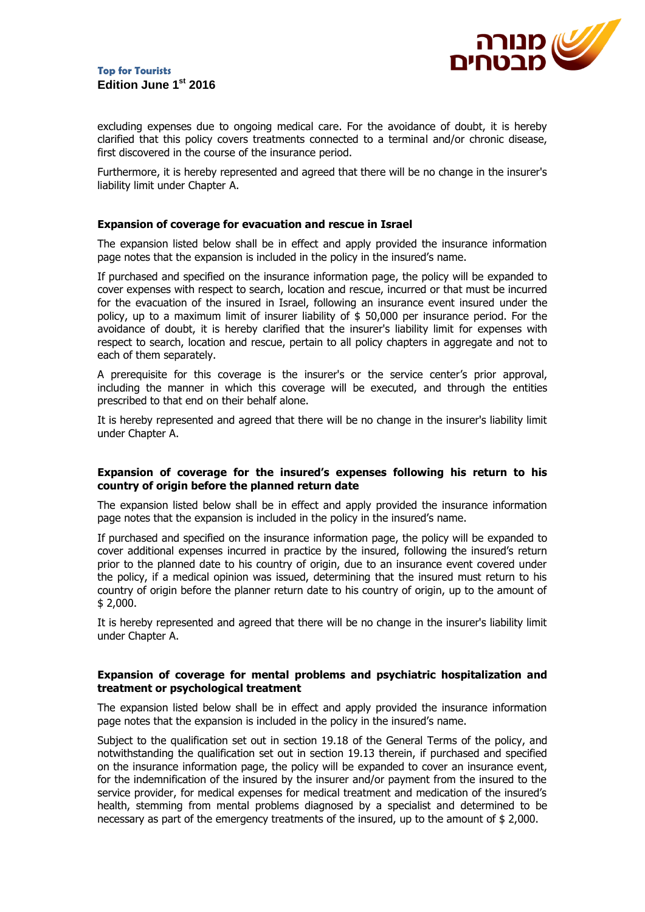excluding expenses due to ongoing medical care. For the avoidance of doubt, it is hereby clarified that this policy covers treatments connected to a terminal and/or chronic disease, first discovered in the course of the insurance period.

Furthermore, it is hereby represented and agreed that there will be no change in the insurer's liability limit under Chapter A.

**Expansion of coverage for evacuation and rescue in Israel**

The expansion listed below shall be in effect and apply provided the insurance information page notes that the expansion is included in the policy in the insured's name.

If purchased and specified on the insurance information page, the policy will be expanded to cover expenses with respect to search, location and rescue, incurred or that must be incurred for the evacuation of the insured in Israel, following an insurance event insured under the policy, up to a maximum limit of insurer liability of $ 50,000 per insurance period. For the avoidance of doubt, it is hereby clarified that the insurer's liability limit for expenses with respect to search, location and rescue, pertain to all policy chapters in aggregate and not to each of them separately.

A prerequisite for this coverage is the insurer's or the service center's prior approval, including the manner in which this coverage will be executed, and through the entities prescribed to that end on their behalf alone.

It is hereby represented and agreed that there will be no change in the insurer's liability limit under Chapter A.

**Expansion of coverage for the insured's expenses following his return to his country of origin before the planned return date**

The expansion listed below shall be in effect and apply provided the insurance information page notes that the expansion is included in the policy in the insured's name.

If purchased and specified on the insurance information page, the policy will be expanded to cover additional expenses incurred in practice by the insured, following the insured's return prior to the planned date to his country of origin, due to an insurance event covered under the policy, if a medical opinion was issued, determining that the insured must return to his country of origin before the planner return date to his country of origin, up to the amount of $ 2,000.

It is hereby represented and agreed that there will be no change in the insurer's liability limit under Chapter A.

**Expansion of coverage for mental problems and psychiatric hospitalization and treatment or psychological treatment**

The expansion listed below shall be in effect and apply provided the insurance information page notes that the expansion is included in the policy in the insured's name.

Subject to the qualification set out in section 19.18 of the General Terms of the policy, and notwithstanding the qualification set out in section 19.13 therein, if purchased and specified on the insurance information page, the policy will be expanded to cover an insurance event, for the indemnification of the insured by the insurer and/or payment from the insured to the service provider, for medical expenses for medical treatment and medication of the insured's health, stemming from mental problems diagnosed by a specialist and determined to be necessary as part of the emergency treatments of the insured, up to the amount of $ 2,000.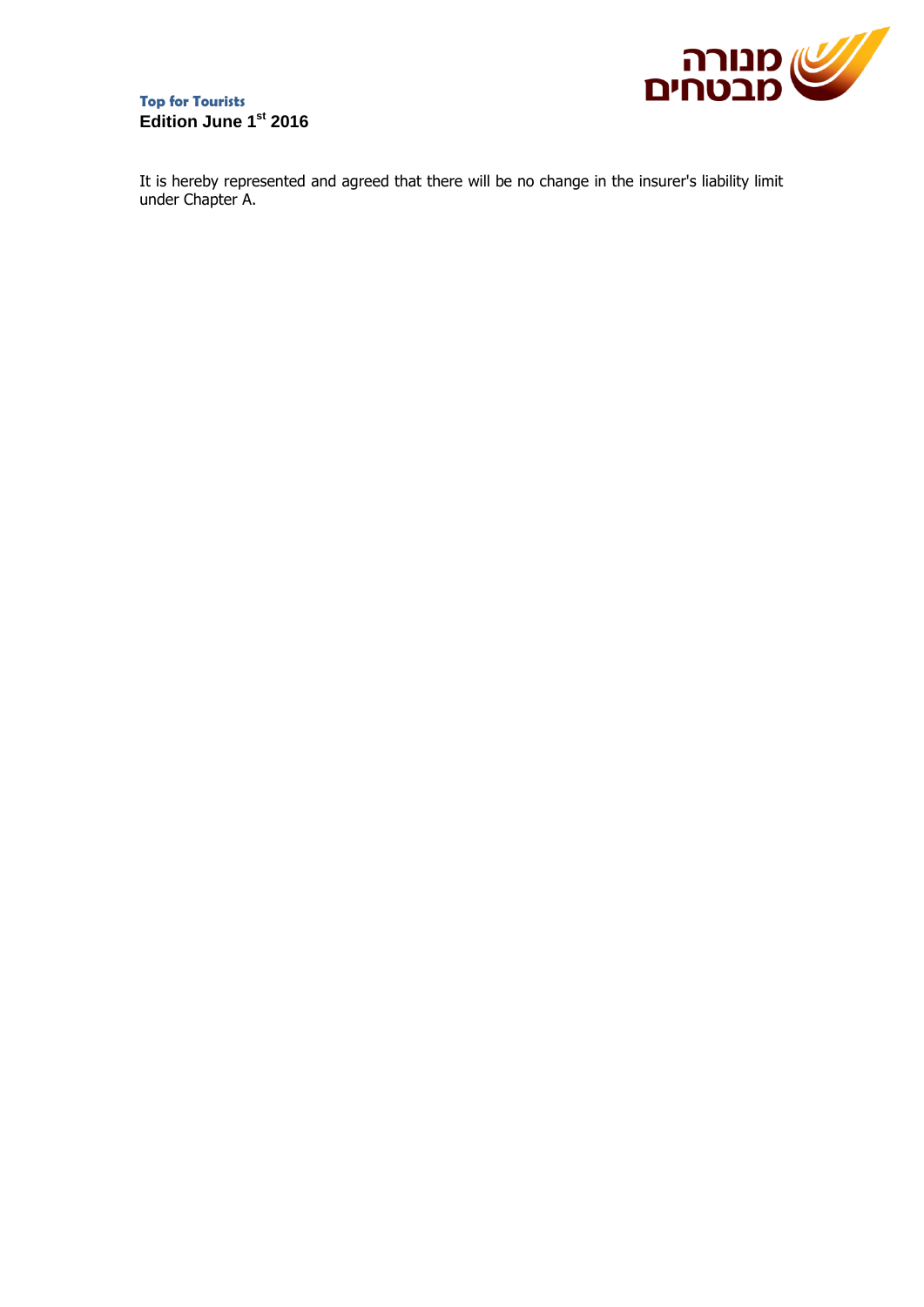It is hereby represented and agreed that there will be no change in the insurer's liability limit under Chapter A.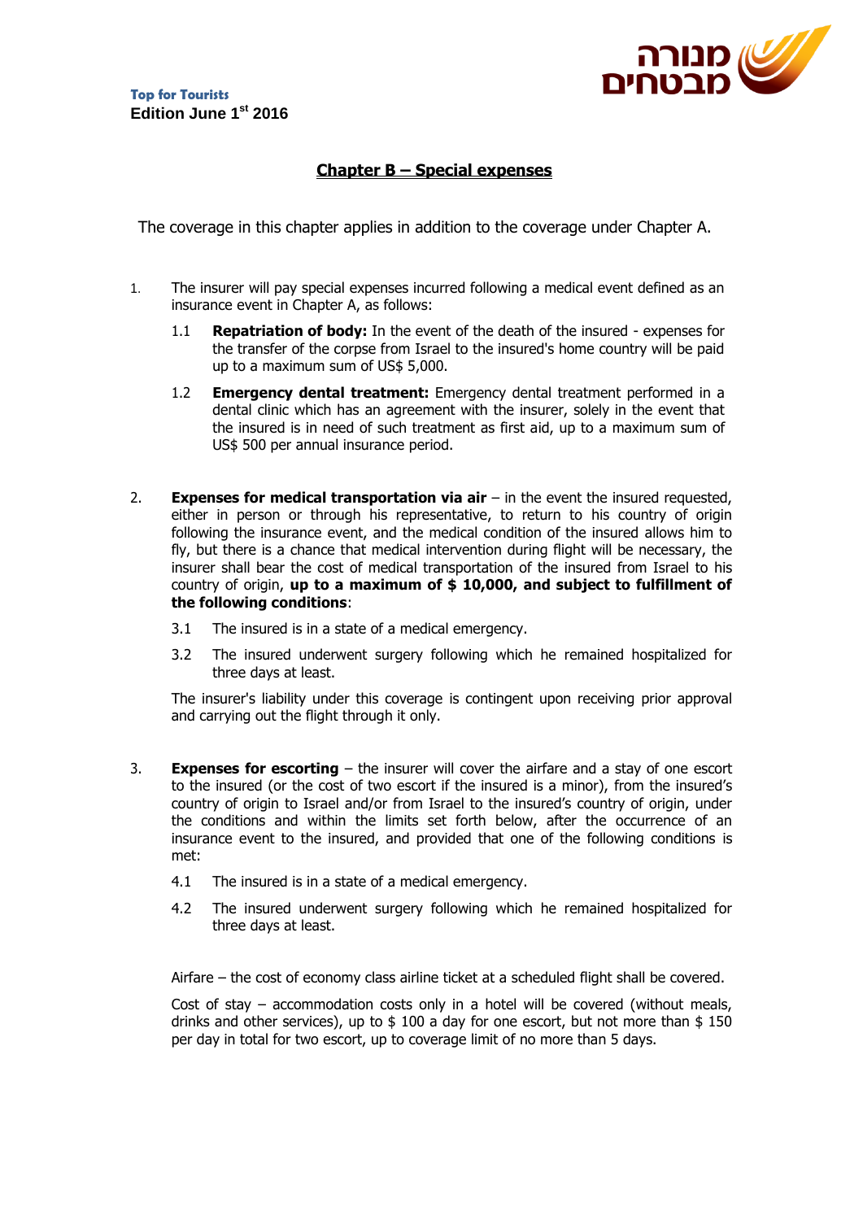Top for Tourists
**Edition June 1st 2016**

## Chapter B – Special expenses

The coverage in this chapter applies in addition to the coverage under Chapter A.

1. The insurer will pay special expenses incurred following a medical event defined as an insurance event in Chapter A, as follows:

    1.1 **Repatriation of body:** In the event of the death of the insured - expenses for the transfer of the corpse from Israel to the insured's home country will be paid up to a maximum sum of US$ 5,000.

    1.2 **Emergency dental treatment:** Emergency dental treatment performed in a dental clinic which has an agreement with the insurer, solely in the event that the insured is in need of such treatment as first aid, up to a maximum sum of US$ 500 per annual insurance period.

2. **Expenses for medical transportation via air** – in the event the insured requested, either in person or through his representative, to return to his country of origin following the insurance event, and the medical condition of the insured allows him to fly, but there is a chance that medical intervention during flight will be necessary, the insurer shall bear the cost of medical transportation of the insured from Israel to his country of origin, **up to a maximum of $ 10,000, and subject to fulfillment of the following conditions**:

    3.1 The insured is in a state of a medical emergency.

    3.2 The insured underwent surgery following which he remained hospitalized for three days at least.

    The insurer's liability under this coverage is contingent upon receiving prior approval and carrying out the flight through it only.

3. **Expenses for escorting** – the insurer will cover the airfare and a stay of one escort to the insured (or the cost of two escort if the insured is a minor), from the insured's country of origin to Israel and/or from Israel to the insured's country of origin, under the conditions and within the limits set forth below, after the occurrence of an insurance event to the insured, and provided that one of the following conditions is met:

    4.1 The insured is in a state of a medical emergency.

    4.2 The insured underwent surgery following which he remained hospitalized for three days at least.

    Airfare – the cost of economy class airline ticket at a scheduled flight shall be covered.

    Cost of stay – accommodation costs only in a hotel will be covered (without meals, drinks and other services), up to $ 100 a day for one escort, but not more than $ 150 per day in total for two escort, up to coverage limit of no more than 5 days.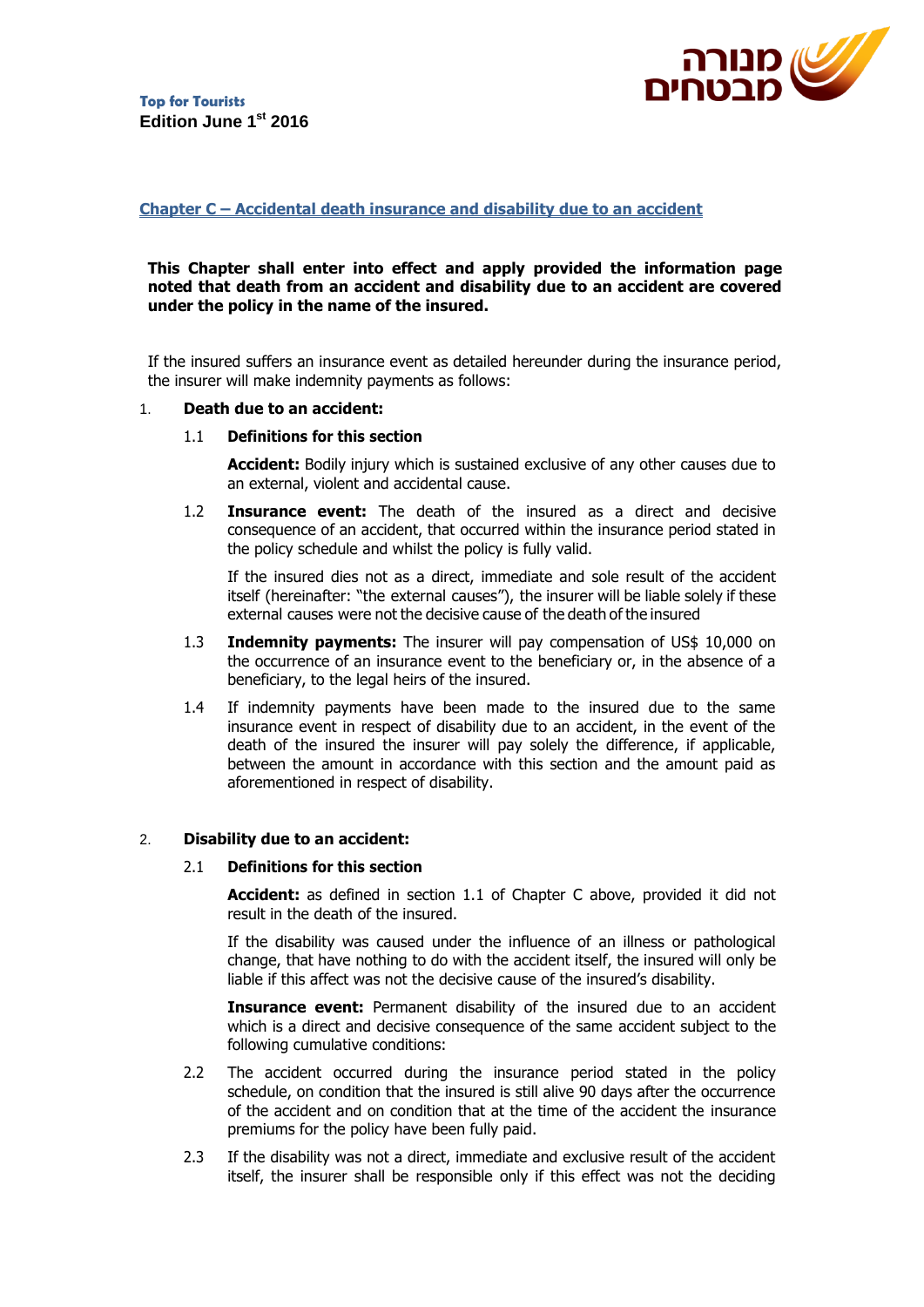**Top for Tourists**
**Edition June 1st 2016**

## Chapter C – Accidental death insurance and disability due to an accident

**This Chapter shall enter into effect and apply provided the information page noted that death from an accident and disability due to an accident are covered under the policy in the name of the insured.**

If the insured suffers an insurance event as detailed hereunder during the insurance period, the insurer will make indemnity payments as follows:

1. **Death due to an accident:**

   1.1 **Definitions for this section**

   **Accident:** Bodily injury which is sustained exclusive of any other causes due to an external, violent and accidental cause.

   1.2 **Insurance event:** The death of the insured as a direct and decisive consequence of an accident, that occurred within the insurance period stated in the policy schedule and whilst the policy is fully valid.

   If the insured dies not as a direct, immediate and sole result of the accident itself (hereinafter: "the external causes"), the insurer will be liable solely if these external causes were not the decisive cause of the death of the insured

   1.3 **Indemnity payments:** The insurer will pay compensation of US$ 10,000 on the occurrence of an insurance event to the beneficiary or, in the absence of a beneficiary, to the legal heirs of the insured.

   1.4 If indemnity payments have been made to the insured due to the same insurance event in respect of disability due to an accident, in the event of the death of the insured the insurer will pay solely the difference, if applicable, between the amount in accordance with this section and the amount paid as aforementioned in respect of disability.

2. **Disability due to an accident:**

   2.1 **Definitions for this section**

   **Accident:** as defined in section 1.1 of Chapter C above, provided it did not result in the death of the insured.

   If the disability was caused under the influence of an illness or pathological change, that have nothing to do with the accident itself, the insured will only be liable if this affect was not the decisive cause of the insured's disability.

   **Insurance event:** Permanent disability of the insured due to an accident which is a direct and decisive consequence of the same accident subject to the following cumulative conditions:

   2.2 The accident occurred during the insurance period stated in the policy schedule, on condition that the insured is still alive 90 days after the occurrence of the accident and on condition that at the time of the accident the insurance premiums for the policy have been fully paid.

   2.3 If the disability was not a direct, immediate and exclusive result of the accident itself, the insurer shall be responsible only if this effect was not the deciding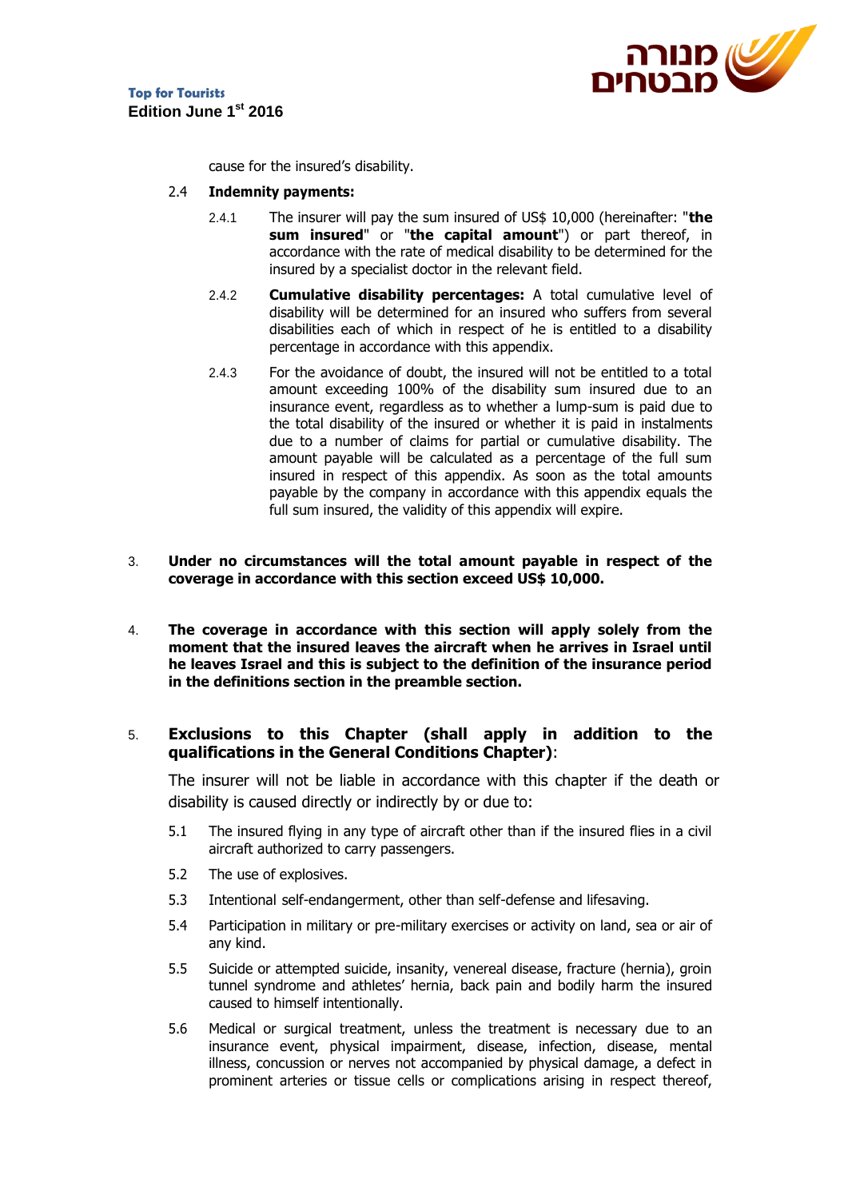cause for the insured's disability.

2.4 **Indemnity payments:**

2.4.1 The insurer will pay the sum insured of US$ 10,000 (hereinafter: "**the sum insured**" or "**the capital amount**") or part thereof, in accordance with the rate of medical disability to be determined for the insured by a specialist doctor in the relevant field.

2.4.2 **Cumulative disability percentages:** A total cumulative level of disability will be determined for an insured who suffers from several disabilities each of which in respect of he is entitled to a disability percentage in accordance with this appendix.

2.4.3 For the avoidance of doubt, the insured will not be entitled to a total amount exceeding 100% of the disability sum insured due to an insurance event, regardless as to whether a lump-sum is paid due to the total disability of the insured or whether it is paid in instalments due to a number of claims for partial or cumulative disability. The amount payable will be calculated as a percentage of the full sum insured in respect of this appendix. As soon as the total amounts payable by the company in accordance with this appendix equals the full sum insured, the validity of this appendix will expire.

3. **Under no circumstances will the total amount payable in respect of the coverage in accordance with this section exceed US$ 10,000.**

4. **The coverage in accordance with this section will apply solely from the moment that the insured leaves the aircraft when he arrives in Israel until he leaves Israel and this is subject to the definition of the insurance period in the definitions section in the preamble section.**

5. **Exclusions to this Chapter (shall apply in addition to the qualifications in the General Conditions Chapter)**:

The insurer will not be liable in accordance with this chapter if the death or disability is caused directly or indirectly by or due to:

5.1 The insured flying in any type of aircraft other than if the insured flies in a civil aircraft authorized to carry passengers.

5.2 The use of explosives.

5.3 Intentional self-endangerment, other than self-defense and lifesaving.

5.4 Participation in military or pre-military exercises or activity on land, sea or air of any kind.

5.5 Suicide or attempted suicide, insanity, venereal disease, fracture (hernia), groin tunnel syndrome and athletes' hernia, back pain and bodily harm the insured caused to himself intentionally.

5.6 Medical or surgical treatment, unless the treatment is necessary due to an insurance event, physical impairment, disease, infection, disease, mental illness, concussion or nerves not accompanied by physical damage, a defect in prominent arteries or tissue cells or complications arising in respect thereof,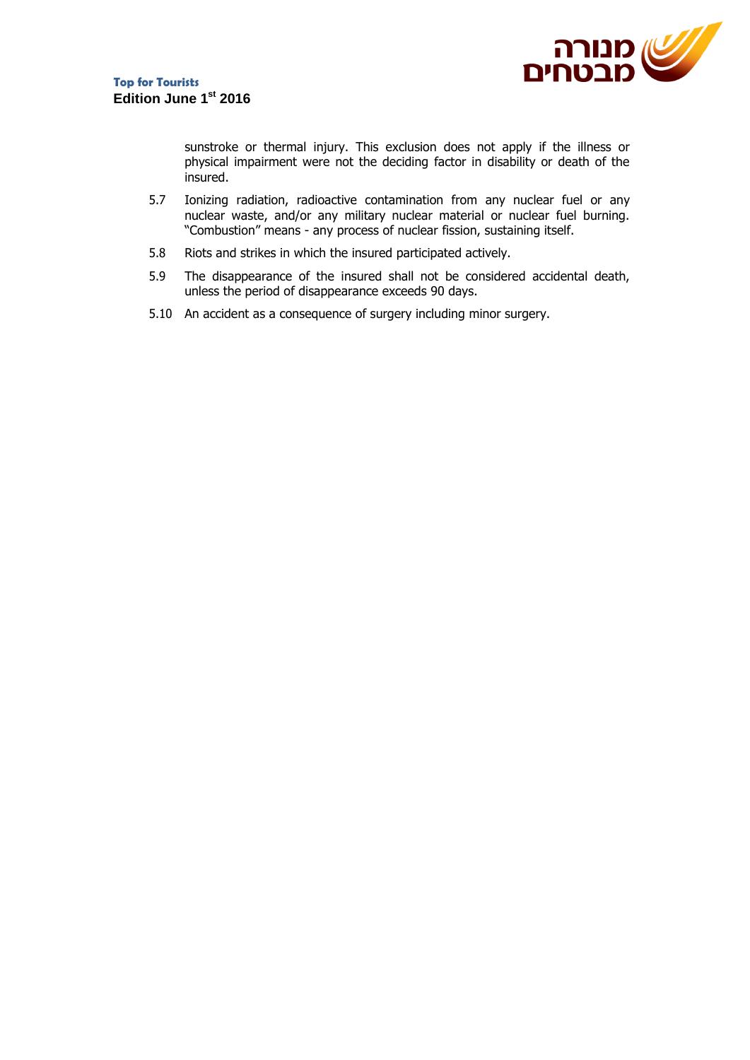sunstroke or thermal injury. This exclusion does not apply if the illness or physical impairment were not the deciding factor in disability or death of the insured.

5.7 Ionizing radiation, radioactive contamination from any nuclear fuel or any nuclear waste, and/or any military nuclear material or nuclear fuel burning. "Combustion" means - any process of nuclear fission, sustaining itself.

5.8 Riots and strikes in which the insured participated actively.

5.9 The disappearance of the insured shall not be considered accidental death, unless the period of disappearance exceeds 90 days.

5.10 An accident as a consequence of surgery including minor surgery.